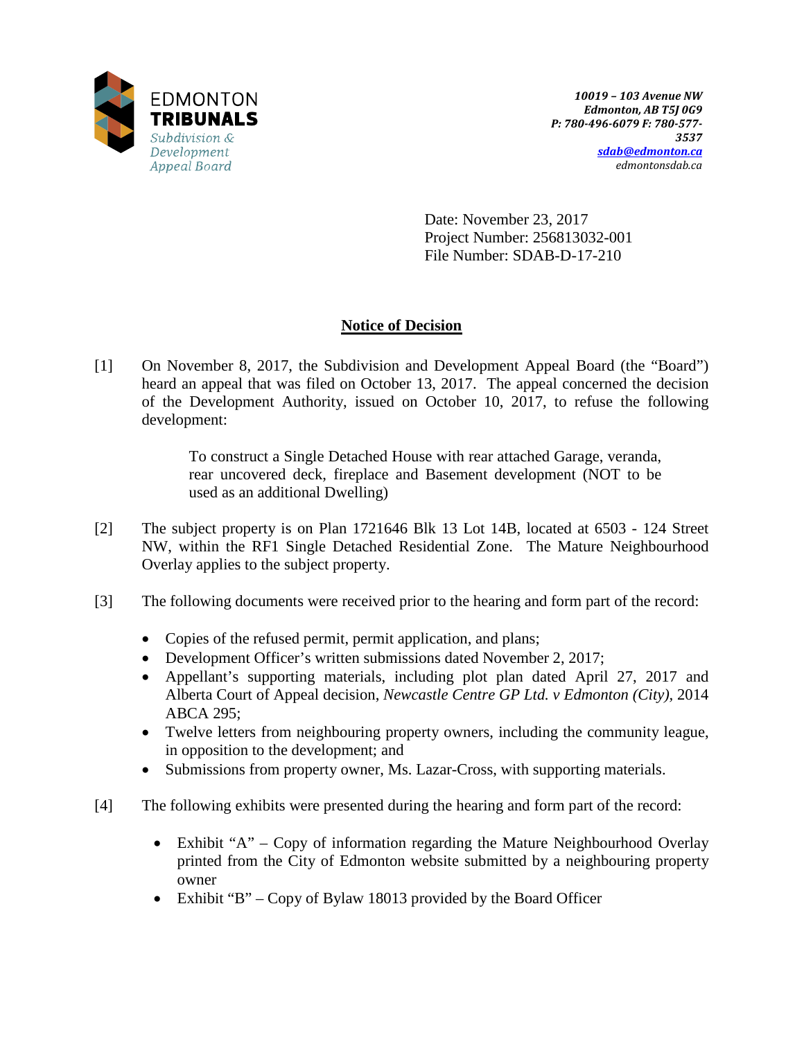EDMONTON
**TRIBUNALS**
*Subdivision & Development Appeal Board*

***10019 – 103 Avenue NW***
***Edmonton, AB T5J 0G9***
***P: 780-496-6079 F: 780-577-3537***
***sdab@edmonton.ca***
*edmontonsdab.ca*

Date: November 23, 2017
Project Number: 256813032-001
File Number: SDAB-D-17-210

## Notice of Decision

[1] On November 8, 2017, the Subdivision and Development Appeal Board (the "Board") heard an appeal that was filed on October 13, 2017. The appeal concerned the decision of the Development Authority, issued on October 10, 2017, to refuse the following development:

> To construct a Single Detached House with rear attached Garage, veranda, rear uncovered deck, fireplace and Basement development (NOT to be used as an additional Dwelling)

[2] The subject property is on Plan 1721646 Blk 13 Lot 14B, located at 6503 - 124 Street NW, within the RF1 Single Detached Residential Zone. The Mature Neighbourhood Overlay applies to the subject property.

[3] The following documents were received prior to the hearing and form part of the record:

- Copies of the refused permit, permit application, and plans;
- Development Officer's written submissions dated November 2, 2017;
- Appellant's supporting materials, including plot plan dated April 27, 2017 and Alberta Court of Appeal decision, *Newcastle Centre GP Ltd. v Edmonton (City)*, 2014 ABCA 295;
- Twelve letters from neighbouring property owners, including the community league, in opposition to the development; and
- Submissions from property owner, Ms. Lazar-Cross, with supporting materials.

[4] The following exhibits were presented during the hearing and form part of the record:

- Exhibit "A" – Copy of information regarding the Mature Neighbourhood Overlay printed from the City of Edmonton website submitted by a neighbouring property owner
- Exhibit "B" – Copy of Bylaw 18013 provided by the Board Officer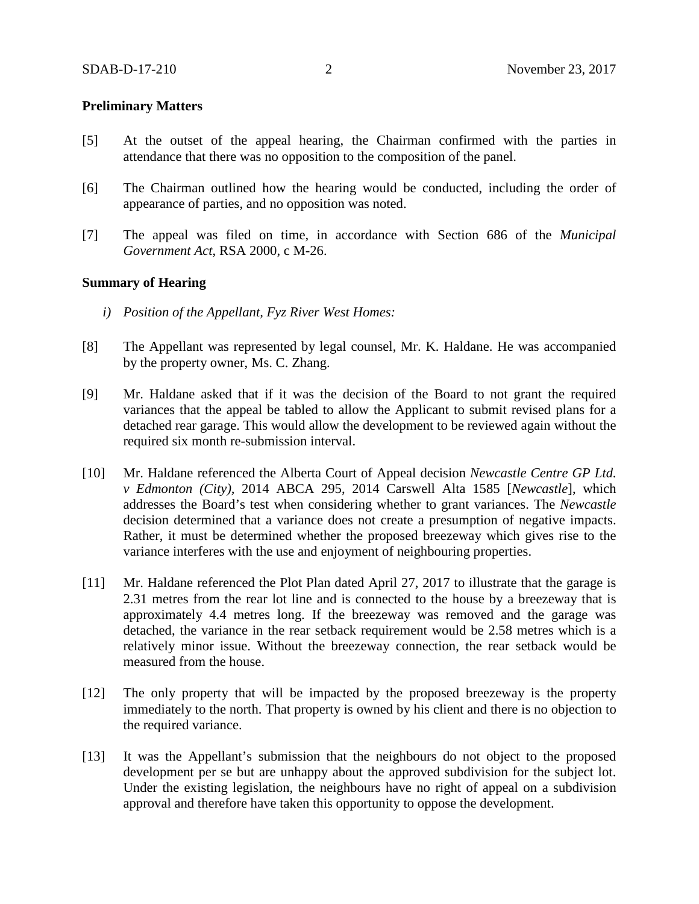**Preliminary Matters**

[5] At the outset of the appeal hearing, the Chairman confirmed with the parties in attendance that there was no opposition to the composition of the panel.

[6] The Chairman outlined how the hearing would be conducted, including the order of appearance of parties, and no opposition was noted.

[7] The appeal was filed on time, in accordance with Section 686 of the *Municipal Government Act*, RSA 2000, c M-26.

**Summary of Hearing**

*i) Position of the Appellant, Fyz River West Homes:*

[8] The Appellant was represented by legal counsel, Mr. K. Haldane. He was accompanied by the property owner, Ms. C. Zhang.

[9] Mr. Haldane asked that if it was the decision of the Board to not grant the required variances that the appeal be tabled to allow the Applicant to submit revised plans for a detached rear garage. This would allow the development to be reviewed again without the required six month re-submission interval.

[10] Mr. Haldane referenced the Alberta Court of Appeal decision *Newcastle Centre GP Ltd. v Edmonton (City),* 2014 ABCA 295, 2014 Carswell Alta 1585 [*Newcastle*], which addresses the Board's test when considering whether to grant variances. The *Newcastle* decision determined that a variance does not create a presumption of negative impacts. Rather, it must be determined whether the proposed breezeway which gives rise to the variance interferes with the use and enjoyment of neighbouring properties.

[11] Mr. Haldane referenced the Plot Plan dated April 27, 2017 to illustrate that the garage is 2.31 metres from the rear lot line and is connected to the house by a breezeway that is approximately 4.4 metres long. If the breezeway was removed and the garage was detached, the variance in the rear setback requirement would be 2.58 metres which is a relatively minor issue. Without the breezeway connection, the rear setback would be measured from the house.

[12] The only property that will be impacted by the proposed breezeway is the property immediately to the north. That property is owned by his client and there is no objection to the required variance.

[13] It was the Appellant's submission that the neighbours do not object to the proposed development per se but are unhappy about the approved subdivision for the subject lot. Under the existing legislation, the neighbours have no right of appeal on a subdivision approval and therefore have taken this opportunity to oppose the development.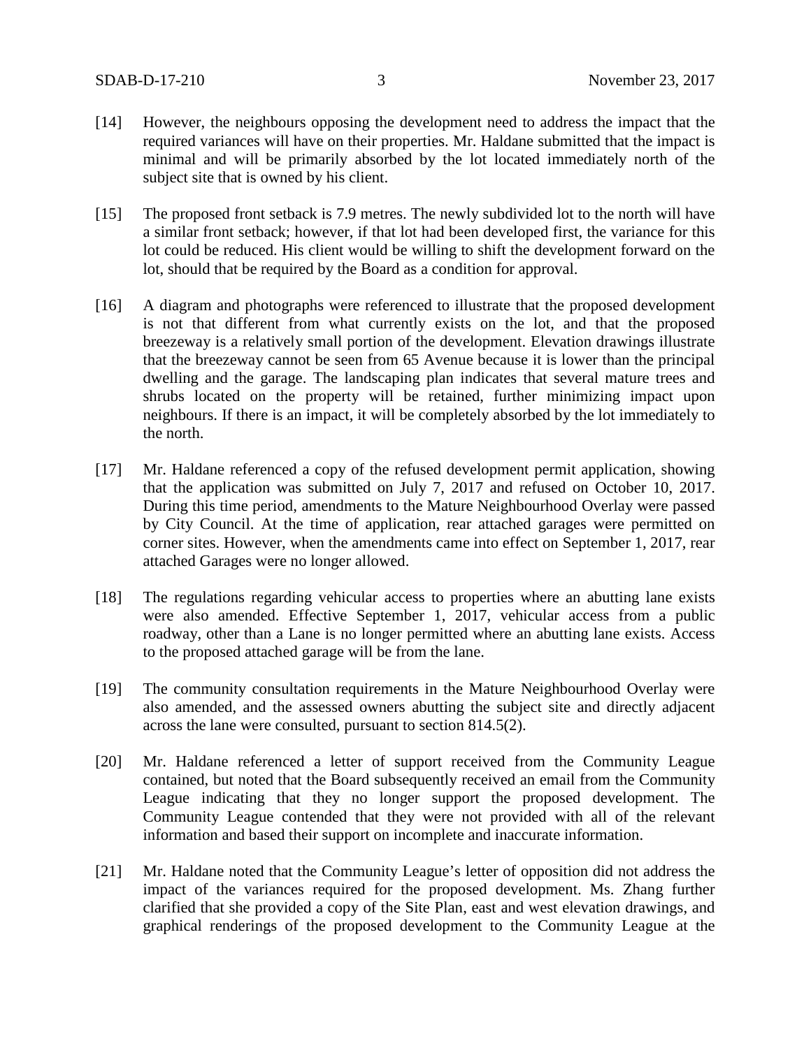[14] However, the neighbours opposing the development need to address the impact that the required variances will have on their properties. Mr. Haldane submitted that the impact is minimal and will be primarily absorbed by the lot located immediately north of the subject site that is owned by his client.

[15] The proposed front setback is 7.9 metres. The newly subdivided lot to the north will have a similar front setback; however, if that lot had been developed first, the variance for this lot could be reduced. His client would be willing to shift the development forward on the lot, should that be required by the Board as a condition for approval.

[16] A diagram and photographs were referenced to illustrate that the proposed development is not that different from what currently exists on the lot, and that the proposed breezeway is a relatively small portion of the development. Elevation drawings illustrate that the breezeway cannot be seen from 65 Avenue because it is lower than the principal dwelling and the garage. The landscaping plan indicates that several mature trees and shrubs located on the property will be retained, further minimizing impact upon neighbours. If there is an impact, it will be completely absorbed by the lot immediately to the north.

[17] Mr. Haldane referenced a copy of the refused development permit application, showing that the application was submitted on July 7, 2017 and refused on October 10, 2017. During this time period, amendments to the Mature Neighbourhood Overlay were passed by City Council. At the time of application, rear attached garages were permitted on corner sites. However, when the amendments came into effect on September 1, 2017, rear attached Garages were no longer allowed.

[18] The regulations regarding vehicular access to properties where an abutting lane exists were also amended. Effective September 1, 2017, vehicular access from a public roadway, other than a Lane is no longer permitted where an abutting lane exists. Access to the proposed attached garage will be from the lane.

[19] The community consultation requirements in the Mature Neighbourhood Overlay were also amended, and the assessed owners abutting the subject site and directly adjacent across the lane were consulted, pursuant to section 814.5(2).

[20] Mr. Haldane referenced a letter of support received from the Community League contained, but noted that the Board subsequently received an email from the Community League indicating that they no longer support the proposed development. The Community League contended that they were not provided with all of the relevant information and based their support on incomplete and inaccurate information.

[21] Mr. Haldane noted that the Community League's letter of opposition did not address the impact of the variances required for the proposed development. Ms. Zhang further clarified that she provided a copy of the Site Plan, east and west elevation drawings, and graphical renderings of the proposed development to the Community League at the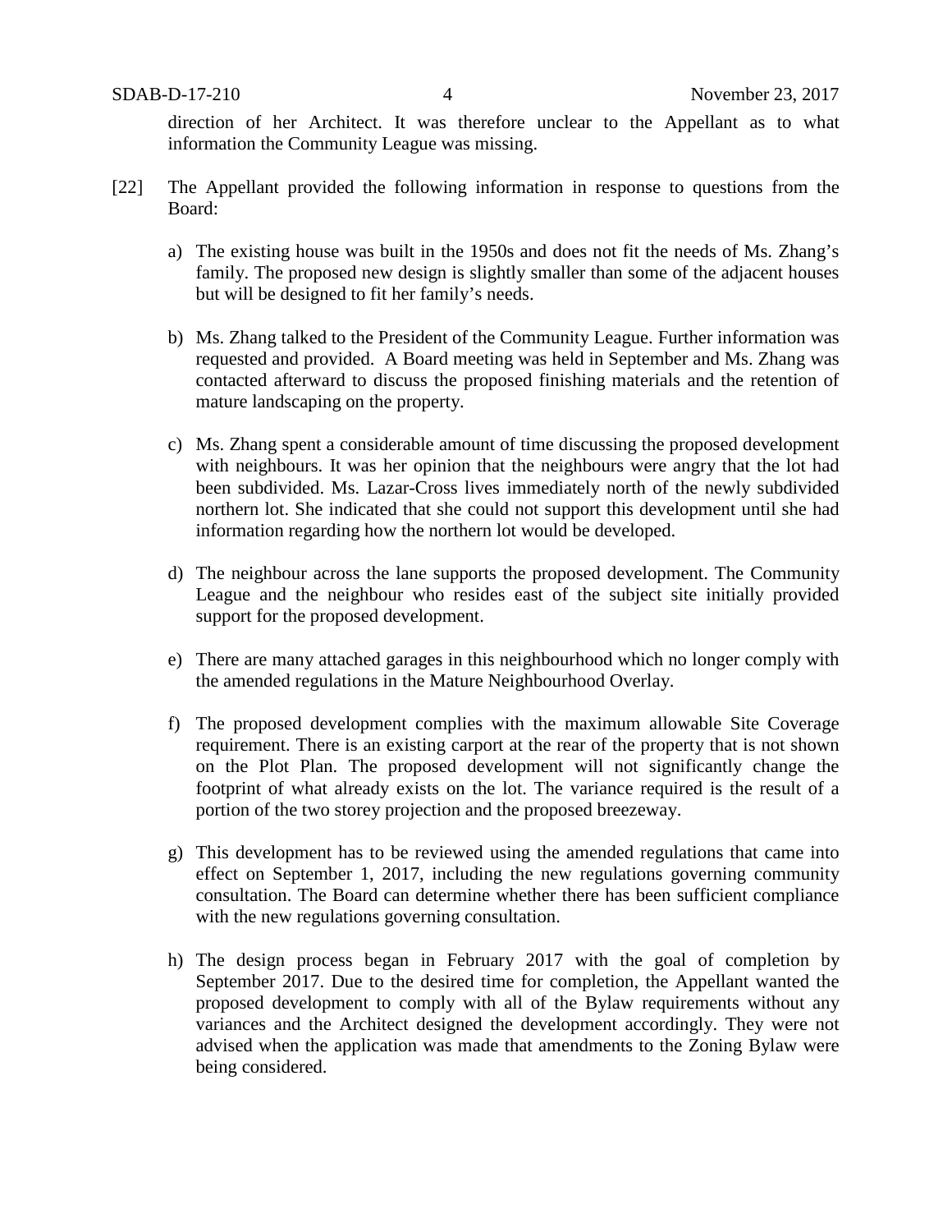direction of her Architect. It was therefore unclear to the Appellant as to what information the Community League was missing.

[22] The Appellant provided the following information in response to questions from the Board:

a) The existing house was built in the 1950s and does not fit the needs of Ms. Zhang's family. The proposed new design is slightly smaller than some of the adjacent houses but will be designed to fit her family's needs.

b) Ms. Zhang talked to the President of the Community League. Further information was requested and provided. A Board meeting was held in September and Ms. Zhang was contacted afterward to discuss the proposed finishing materials and the retention of mature landscaping on the property.

c) Ms. Zhang spent a considerable amount of time discussing the proposed development with neighbours. It was her opinion that the neighbours were angry that the lot had been subdivided. Ms. Lazar-Cross lives immediately north of the newly subdivided northern lot. She indicated that she could not support this development until she had information regarding how the northern lot would be developed.

d) The neighbour across the lane supports the proposed development. The Community League and the neighbour who resides east of the subject site initially provided support for the proposed development.

e) There are many attached garages in this neighbourhood which no longer comply with the amended regulations in the Mature Neighbourhood Overlay.

f) The proposed development complies with the maximum allowable Site Coverage requirement. There is an existing carport at the rear of the property that is not shown on the Plot Plan. The proposed development will not significantly change the footprint of what already exists on the lot. The variance required is the result of a portion of the two storey projection and the proposed breezeway.

g) This development has to be reviewed using the amended regulations that came into effect on September 1, 2017, including the new regulations governing community consultation. The Board can determine whether there has been sufficient compliance with the new regulations governing consultation.

h) The design process began in February 2017 with the goal of completion by September 2017. Due to the desired time for completion, the Appellant wanted the proposed development to comply with all of the Bylaw requirements without any variances and the Architect designed the development accordingly. They were not advised when the application was made that amendments to the Zoning Bylaw were being considered.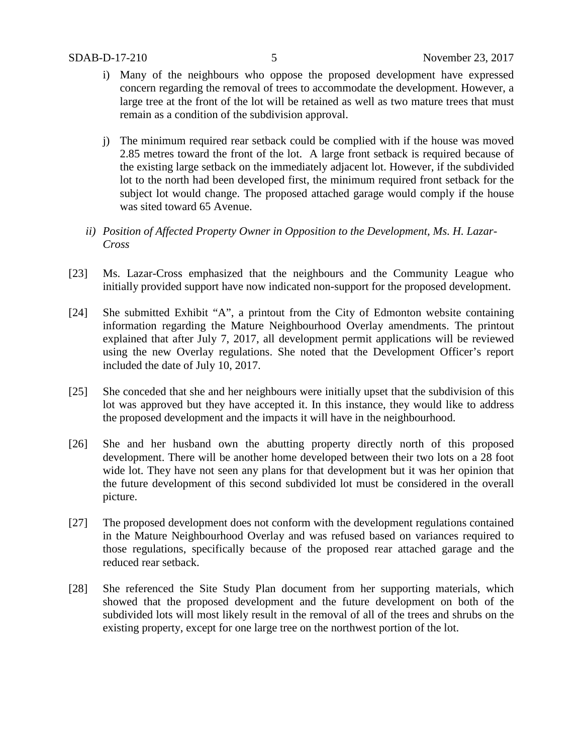i) Many of the neighbours who oppose the proposed development have expressed concern regarding the removal of trees to accommodate the development. However, a large tree at the front of the lot will be retained as well as two mature trees that must remain as a condition of the subdivision approval.

j) The minimum required rear setback could be complied with if the house was moved 2.85 metres toward the front of the lot. A large front setback is required because of the existing large setback on the immediately adjacent lot. However, if the subdivided lot to the north had been developed first, the minimum required front setback for the subject lot would change. The proposed attached garage would comply if the house was sited toward 65 Avenue.

*ii) Position of Affected Property Owner in Opposition to the Development, Ms. H. Lazar-Cross*

[23] Ms. Lazar-Cross emphasized that the neighbours and the Community League who initially provided support have now indicated non-support for the proposed development.

[24] She submitted Exhibit "A", a printout from the City of Edmonton website containing information regarding the Mature Neighbourhood Overlay amendments. The printout explained that after July 7, 2017, all development permit applications will be reviewed using the new Overlay regulations. She noted that the Development Officer's report included the date of July 10, 2017.

[25] She conceded that she and her neighbours were initially upset that the subdivision of this lot was approved but they have accepted it. In this instance, they would like to address the proposed development and the impacts it will have in the neighbourhood.

[26] She and her husband own the abutting property directly north of this proposed development. There will be another home developed between their two lots on a 28 foot wide lot. They have not seen any plans for that development but it was her opinion that the future development of this second subdivided lot must be considered in the overall picture.

[27] The proposed development does not conform with the development regulations contained in the Mature Neighbourhood Overlay and was refused based on variances required to those regulations, specifically because of the proposed rear attached garage and the reduced rear setback.

[28] She referenced the Site Study Plan document from her supporting materials, which showed that the proposed development and the future development on both of the subdivided lots will most likely result in the removal of all of the trees and shrubs on the existing property, except for one large tree on the northwest portion of the lot.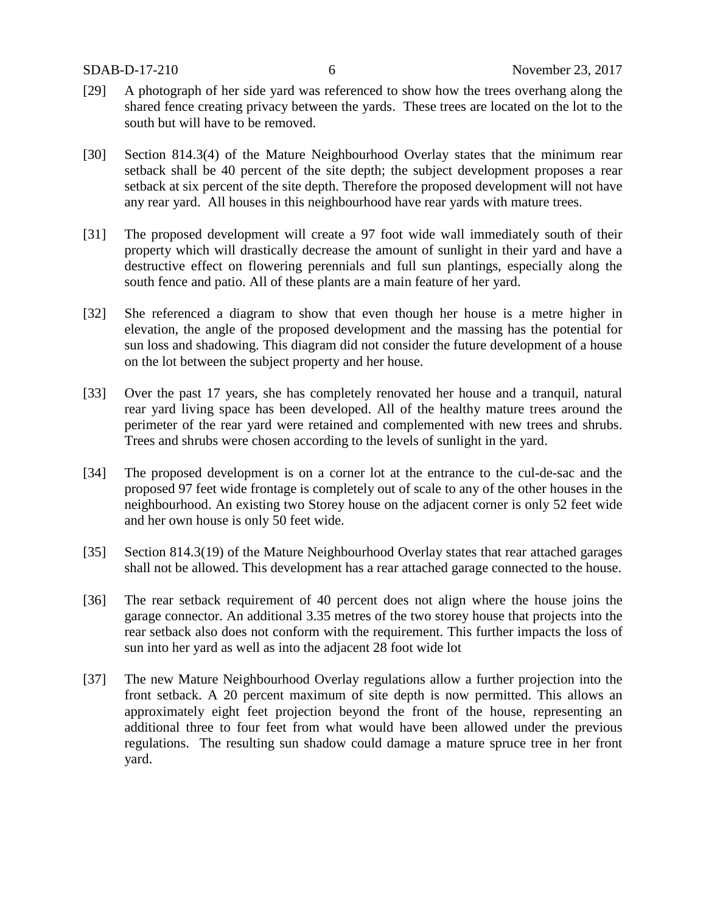[29] A photograph of her side yard was referenced to show how the trees overhang along the shared fence creating privacy between the yards. These trees are located on the lot to the south but will have to be removed.

[30] Section 814.3(4) of the Mature Neighbourhood Overlay states that the minimum rear setback shall be 40 percent of the site depth; the subject development proposes a rear setback at six percent of the site depth. Therefore the proposed development will not have any rear yard. All houses in this neighbourhood have rear yards with mature trees.

[31] The proposed development will create a 97 foot wide wall immediately south of their property which will drastically decrease the amount of sunlight in their yard and have a destructive effect on flowering perennials and full sun plantings, especially along the south fence and patio. All of these plants are a main feature of her yard.

[32] She referenced a diagram to show that even though her house is a metre higher in elevation, the angle of the proposed development and the massing has the potential for sun loss and shadowing. This diagram did not consider the future development of a house on the lot between the subject property and her house.

[33] Over the past 17 years, she has completely renovated her house and a tranquil, natural rear yard living space has been developed. All of the healthy mature trees around the perimeter of the rear yard were retained and complemented with new trees and shrubs. Trees and shrubs were chosen according to the levels of sunlight in the yard.

[34] The proposed development is on a corner lot at the entrance to the cul-de-sac and the proposed 97 feet wide frontage is completely out of scale to any of the other houses in the neighbourhood. An existing two Storey house on the adjacent corner is only 52 feet wide and her own house is only 50 feet wide.

[35] Section 814.3(19) of the Mature Neighbourhood Overlay states that rear attached garages shall not be allowed. This development has a rear attached garage connected to the house.

[36] The rear setback requirement of 40 percent does not align where the house joins the garage connector. An additional 3.35 metres of the two storey house that projects into the rear setback also does not conform with the requirement. This further impacts the loss of sun into her yard as well as into the adjacent 28 foot wide lot

[37] The new Mature Neighbourhood Overlay regulations allow a further projection into the front setback. A 20 percent maximum of site depth is now permitted. This allows an approximately eight feet projection beyond the front of the house, representing an additional three to four feet from what would have been allowed under the previous regulations. The resulting sun shadow could damage a mature spruce tree in her front yard.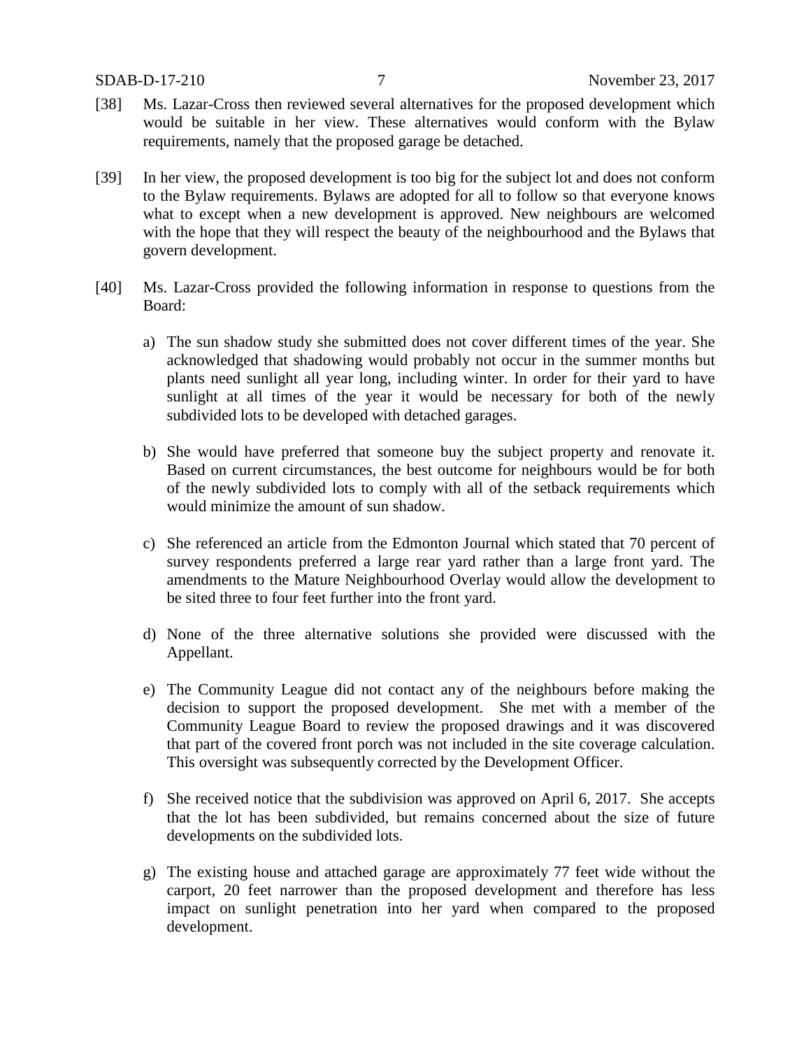[38] Ms. Lazar-Cross then reviewed several alternatives for the proposed development which would be suitable in her view. These alternatives would conform with the Bylaw requirements, namely that the proposed garage be detached.

[39] In her view, the proposed development is too big for the subject lot and does not conform to the Bylaw requirements. Bylaws are adopted for all to follow so that everyone knows what to except when a new development is approved. New neighbours are welcomed with the hope that they will respect the beauty of the neighbourhood and the Bylaws that govern development.

[40] Ms. Lazar-Cross provided the following information in response to questions from the Board:

a) The sun shadow study she submitted does not cover different times of the year. She acknowledged that shadowing would probably not occur in the summer months but plants need sunlight all year long, including winter. In order for their yard to have sunlight at all times of the year it would be necessary for both of the newly subdivided lots to be developed with detached garages.

b) She would have preferred that someone buy the subject property and renovate it. Based on current circumstances, the best outcome for neighbours would be for both of the newly subdivided lots to comply with all of the setback requirements which would minimize the amount of sun shadow.

c) She referenced an article from the Edmonton Journal which stated that 70 percent of survey respondents preferred a large rear yard rather than a large front yard. The amendments to the Mature Neighbourhood Overlay would allow the development to be sited three to four feet further into the front yard.

d) None of the three alternative solutions she provided were discussed with the Appellant.

e) The Community League did not contact any of the neighbours before making the decision to support the proposed development. She met with a member of the Community League Board to review the proposed drawings and it was discovered that part of the covered front porch was not included in the site coverage calculation. This oversight was subsequently corrected by the Development Officer.

f) She received notice that the subdivision was approved on April 6, 2017. She accepts that the lot has been subdivided, but remains concerned about the size of future developments on the subdivided lots.

g) The existing house and attached garage are approximately 77 feet wide without the carport, 20 feet narrower than the proposed development and therefore has less impact on sunlight penetration into her yard when compared to the proposed development.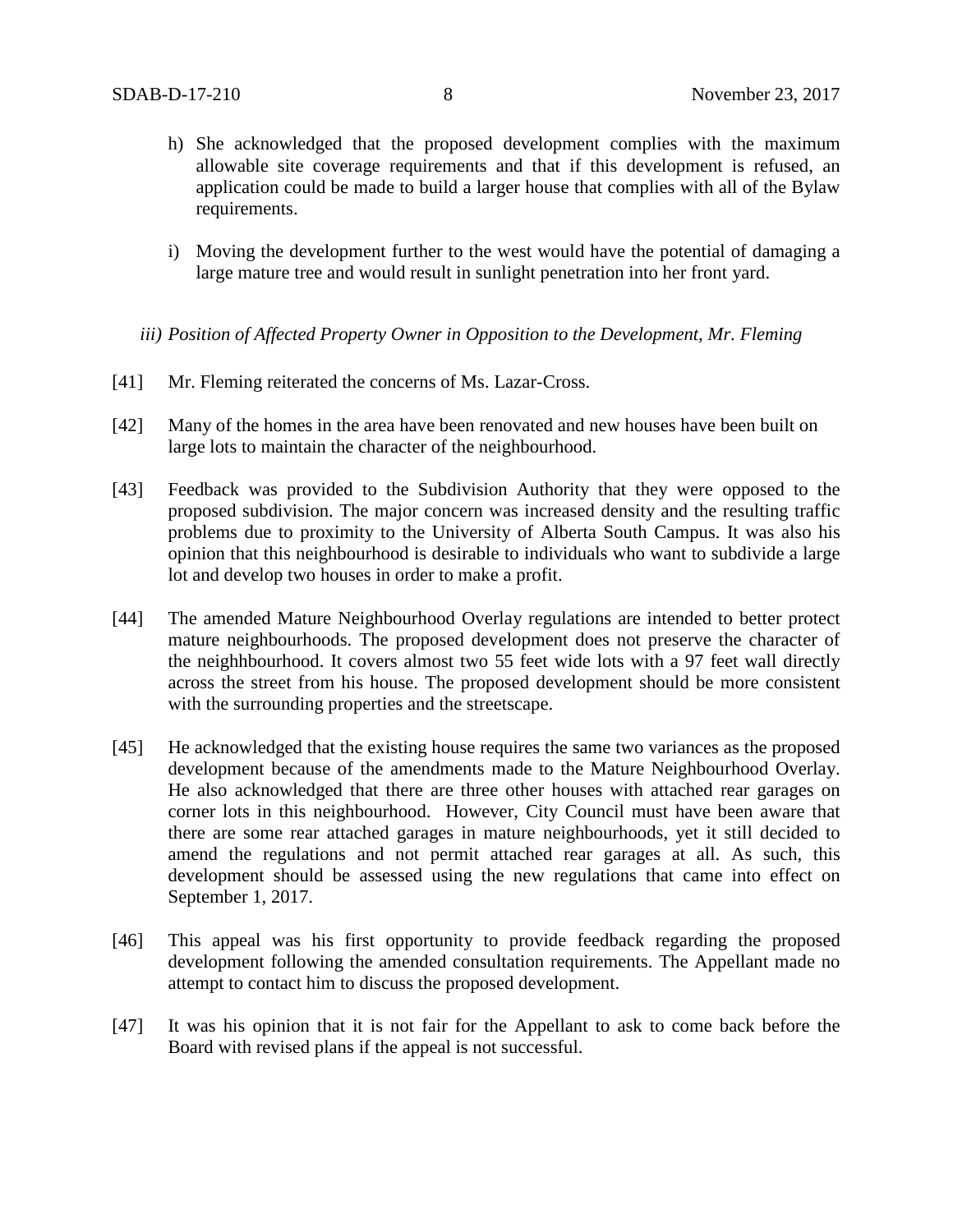h) She acknowledged that the proposed development complies with the maximum allowable site coverage requirements and that if this development is refused, an application could be made to build a larger house that complies with all of the Bylaw requirements.

i) Moving the development further to the west would have the potential of damaging a large mature tree and would result in sunlight penetration into her front yard.

*iii) Position of Affected Property Owner in Opposition to the Development, Mr. Fleming*

[41] Mr. Fleming reiterated the concerns of Ms. Lazar-Cross.

[42] Many of the homes in the area have been renovated and new houses have been built on large lots to maintain the character of the neighbourhood.

[43] Feedback was provided to the Subdivision Authority that they were opposed to the proposed subdivision. The major concern was increased density and the resulting traffic problems due to proximity to the University of Alberta South Campus. It was also his opinion that this neighbourhood is desirable to individuals who want to subdivide a large lot and develop two houses in order to make a profit.

[44] The amended Mature Neighbourhood Overlay regulations are intended to better protect mature neighbourhoods. The proposed development does not preserve the character of the neighhbourhood. It covers almost two 55 feet wide lots with a 97 feet wall directly across the street from his house. The proposed development should be more consistent with the surrounding properties and the streetscape.

[45] He acknowledged that the existing house requires the same two variances as the proposed development because of the amendments made to the Mature Neighbourhood Overlay. He also acknowledged that there are three other houses with attached rear garages on corner lots in this neighbourhood. However, City Council must have been aware that there are some rear attached garages in mature neighbourhoods, yet it still decided to amend the regulations and not permit attached rear garages at all. As such, this development should be assessed using the new regulations that came into effect on September 1, 2017.

[46] This appeal was his first opportunity to provide feedback regarding the proposed development following the amended consultation requirements. The Appellant made no attempt to contact him to discuss the proposed development.

[47] It was his opinion that it is not fair for the Appellant to ask to come back before the Board with revised plans if the appeal is not successful.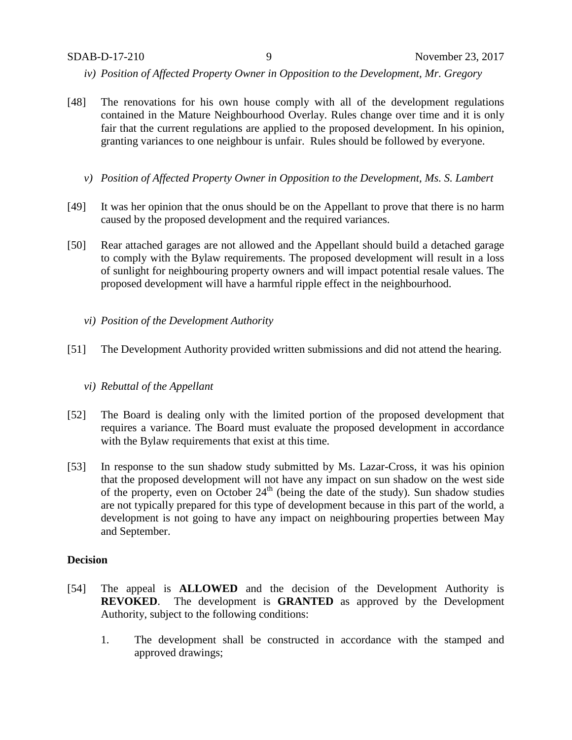*iv) Position of Affected Property Owner in Opposition to the Development, Mr. Gregory*

[48] The renovations for his own house comply with all of the development regulations contained in the Mature Neighbourhood Overlay. Rules change over time and it is only fair that the current regulations are applied to the proposed development. In his opinion, granting variances to one neighbour is unfair. Rules should be followed by everyone.

*v) Position of Affected Property Owner in Opposition to the Development, Ms. S. Lambert*

[49] It was her opinion that the onus should be on the Appellant to prove that there is no harm caused by the proposed development and the required variances.

[50] Rear attached garages are not allowed and the Appellant should build a detached garage to comply with the Bylaw requirements. The proposed development will result in a loss of sunlight for neighbouring property owners and will impact potential resale values. The proposed development will have a harmful ripple effect in the neighbourhood.

*vi) Position of the Development Authority*

[51] The Development Authority provided written submissions and did not attend the hearing.

*vi) Rebuttal of the Appellant*

[52] The Board is dealing only with the limited portion of the proposed development that requires a variance. The Board must evaluate the proposed development in accordance with the Bylaw requirements that exist at this time.

[53] In response to the sun shadow study submitted by Ms. Lazar-Cross, it was his opinion that the proposed development will not have any impact on sun shadow on the west side of the property, even on October 24th (being the date of the study). Sun shadow studies are not typically prepared for this type of development because in this part of the world, a development is not going to have any impact on neighbouring properties between May and September.

**Decision**

[54] The appeal is **ALLOWED** and the decision of the Development Authority is **REVOKED**. The development is **GRANTED** as approved by the Development Authority, subject to the following conditions:

1. The development shall be constructed in accordance with the stamped and approved drawings;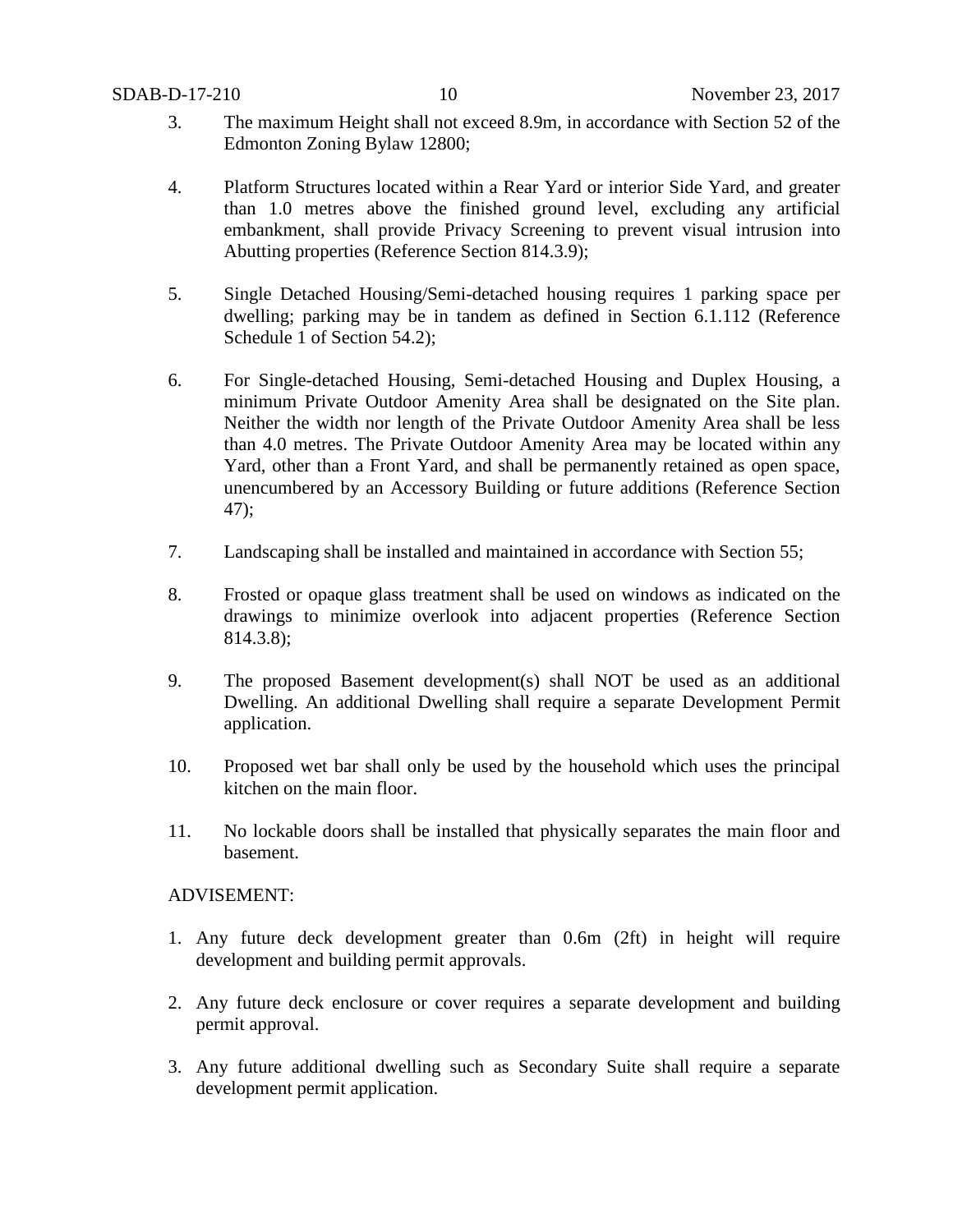3. The maximum Height shall not exceed 8.9m, in accordance with Section 52 of the Edmonton Zoning Bylaw 12800;

4. Platform Structures located within a Rear Yard or interior Side Yard, and greater than 1.0 metres above the finished ground level, excluding any artificial embankment, shall provide Privacy Screening to prevent visual intrusion into Abutting properties (Reference Section 814.3.9);

5. Single Detached Housing/Semi-detached housing requires 1 parking space per dwelling; parking may be in tandem as defined in Section 6.1.112 (Reference Schedule 1 of Section 54.2);

6. For Single-detached Housing, Semi-detached Housing and Duplex Housing, a minimum Private Outdoor Amenity Area shall be designated on the Site plan. Neither the width nor length of the Private Outdoor Amenity Area shall be less than 4.0 metres. The Private Outdoor Amenity Area may be located within any Yard, other than a Front Yard, and shall be permanently retained as open space, unencumbered by an Accessory Building or future additions (Reference Section 47);

7. Landscaping shall be installed and maintained in accordance with Section 55;

8. Frosted or opaque glass treatment shall be used on windows as indicated on the drawings to minimize overlook into adjacent properties (Reference Section 814.3.8);

9. The proposed Basement development(s) shall NOT be used as an additional Dwelling. An additional Dwelling shall require a separate Development Permit application.

10. Proposed wet bar shall only be used by the household which uses the principal kitchen on the main floor.

11. No lockable doors shall be installed that physically separates the main floor and basement.

ADVISEMENT:

1. Any future deck development greater than 0.6m (2ft) in height will require development and building permit approvals.

2. Any future deck enclosure or cover requires a separate development and building permit approval.

3. Any future additional dwelling such as Secondary Suite shall require a separate development permit application.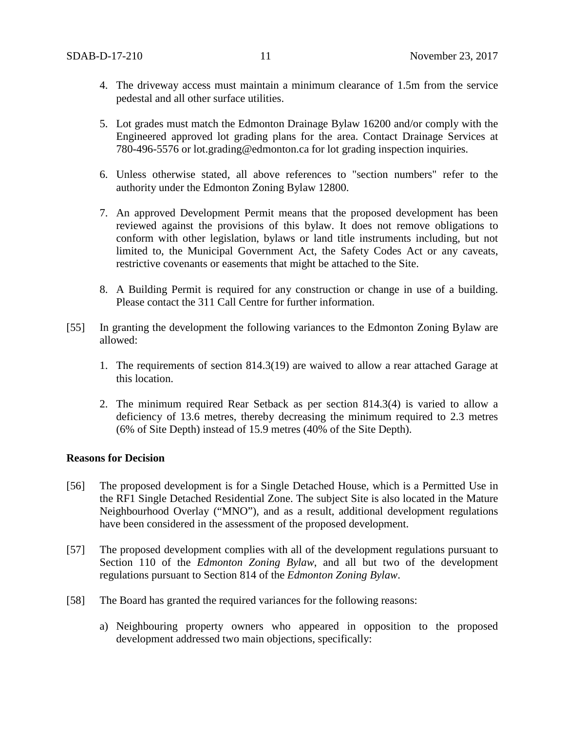4. The driveway access must maintain a minimum clearance of 1.5m from the service pedestal and all other surface utilities.

5. Lot grades must match the Edmonton Drainage Bylaw 16200 and/or comply with the Engineered approved lot grading plans for the area. Contact Drainage Services at 780-496-5576 or lot.grading@edmonton.ca for lot grading inspection inquiries.

6. Unless otherwise stated, all above references to "section numbers" refer to the authority under the Edmonton Zoning Bylaw 12800.

7. An approved Development Permit means that the proposed development has been reviewed against the provisions of this bylaw. It does not remove obligations to conform with other legislation, bylaws or land title instruments including, but not limited to, the Municipal Government Act, the Safety Codes Act or any caveats, restrictive covenants or easements that might be attached to the Site.

8. A Building Permit is required for any construction or change in use of a building. Please contact the 311 Call Centre for further information.

[55] In granting the development the following variances to the Edmonton Zoning Bylaw are allowed:

1. The requirements of section 814.3(19) are waived to allow a rear attached Garage at this location.

2. The minimum required Rear Setback as per section 814.3(4) is varied to allow a deficiency of 13.6 metres, thereby decreasing the minimum required to 2.3 metres (6% of Site Depth) instead of 15.9 metres (40% of the Site Depth).

**Reasons for Decision**

[56] The proposed development is for a Single Detached House, which is a Permitted Use in the RF1 Single Detached Residential Zone. The subject Site is also located in the Mature Neighbourhood Overlay ("MNO"), and as a result, additional development regulations have been considered in the assessment of the proposed development.

[57] The proposed development complies with all of the development regulations pursuant to Section 110 of the *Edmonton Zoning Bylaw*, and all but two of the development regulations pursuant to Section 814 of the *Edmonton Zoning Bylaw*.

[58] The Board has granted the required variances for the following reasons:

a) Neighbouring property owners who appeared in opposition to the proposed development addressed two main objections, specifically: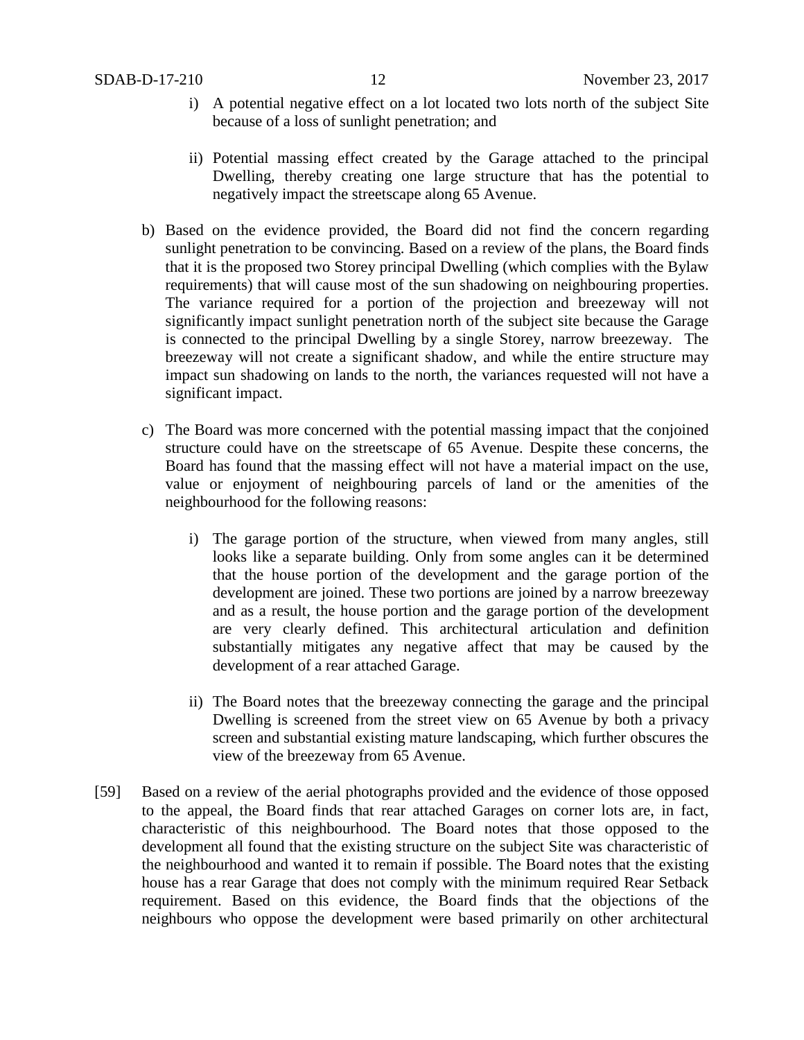i) A potential negative effect on a lot located two lots north of the subject Site because of a loss of sunlight penetration; and

ii) Potential massing effect created by the Garage attached to the principal Dwelling, thereby creating one large structure that has the potential to negatively impact the streetscape along 65 Avenue.

b) Based on the evidence provided, the Board did not find the concern regarding sunlight penetration to be convincing. Based on a review of the plans, the Board finds that it is the proposed two Storey principal Dwelling (which complies with the Bylaw requirements) that will cause most of the sun shadowing on neighbouring properties. The variance required for a portion of the projection and breezeway will not significantly impact sunlight penetration north of the subject site because the Garage is connected to the principal Dwelling by a single Storey, narrow breezeway. The breezeway will not create a significant shadow, and while the entire structure may impact sun shadowing on lands to the north, the variances requested will not have a significant impact.

c) The Board was more concerned with the potential massing impact that the conjoined structure could have on the streetscape of 65 Avenue. Despite these concerns, the Board has found that the massing effect will not have a material impact on the use, value or enjoyment of neighbouring parcels of land or the amenities of the neighbourhood for the following reasons:

i) The garage portion of the structure, when viewed from many angles, still looks like a separate building. Only from some angles can it be determined that the house portion of the development and the garage portion of the development are joined. These two portions are joined by a narrow breezeway and as a result, the house portion and the garage portion of the development are very clearly defined. This architectural articulation and definition substantially mitigates any negative affect that may be caused by the development of a rear attached Garage.

ii) The Board notes that the breezeway connecting the garage and the principal Dwelling is screened from the street view on 65 Avenue by both a privacy screen and substantial existing mature landscaping, which further obscures the view of the breezeway from 65 Avenue.

[59] Based on a review of the aerial photographs provided and the evidence of those opposed to the appeal, the Board finds that rear attached Garages on corner lots are, in fact, characteristic of this neighbourhood. The Board notes that those opposed to the development all found that the existing structure on the subject Site was characteristic of the neighbourhood and wanted it to remain if possible. The Board notes that the existing house has a rear Garage that does not comply with the minimum required Rear Setback requirement. Based on this evidence, the Board finds that the objections of the neighbours who oppose the development were based primarily on other architectural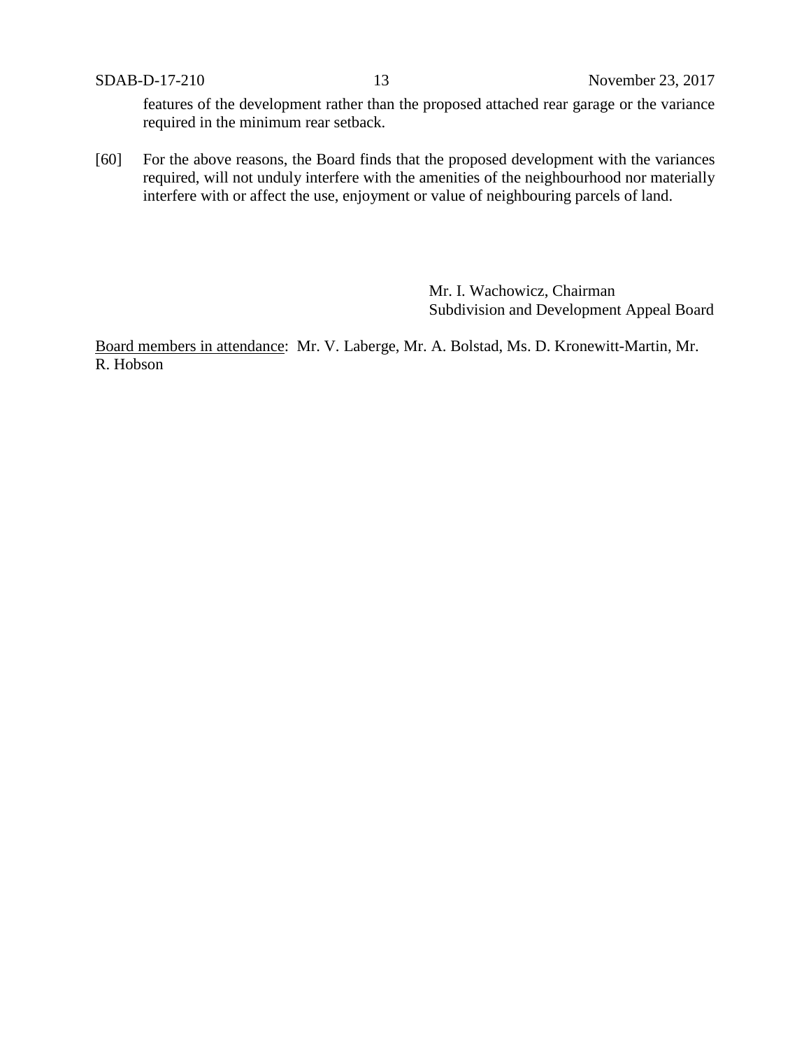features of the development rather than the proposed attached rear garage or the variance required in the minimum rear setback.

[60] For the above reasons, the Board finds that the proposed development with the variances required, will not unduly interfere with the amenities of the neighbourhood nor materially interfere with or affect the use, enjoyment or value of neighbouring parcels of land.

Mr. I. Wachowicz, Chairman
Subdivision and Development Appeal Board

Board members in attendance: Mr. V. Laberge, Mr. A. Bolstad, Ms. D. Kronewitt-Martin, Mr. R. Hobson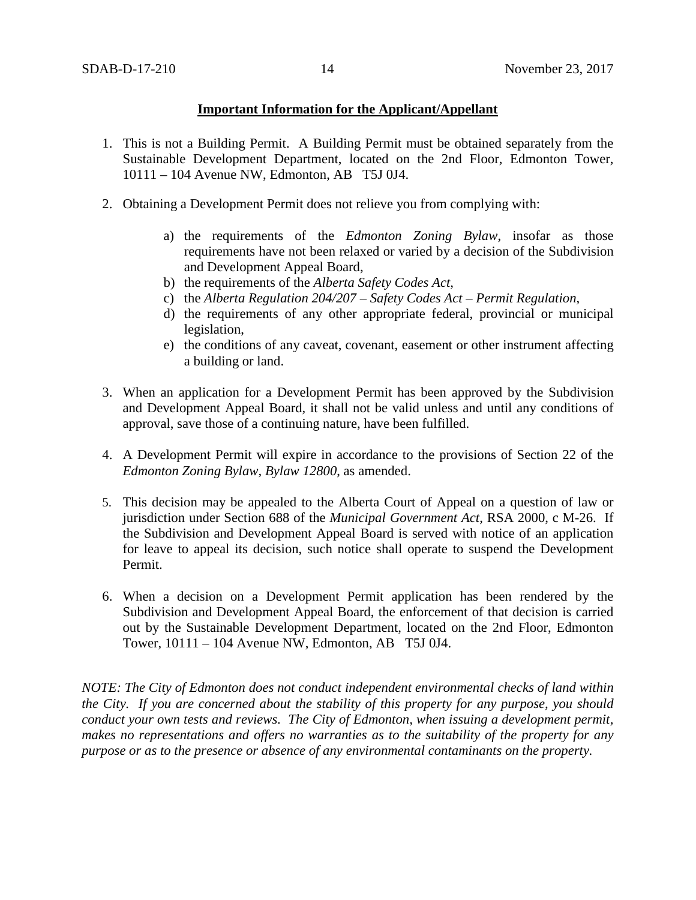## **Important Information for the Applicant/Appellant**

1. This is not a Building Permit. A Building Permit must be obtained separately from the Sustainable Development Department, located on the 2nd Floor, Edmonton Tower, 10111 – 104 Avenue NW, Edmonton, AB T5J 0J4.

2. Obtaining a Development Permit does not relieve you from complying with:

    a) the requirements of the *Edmonton Zoning Bylaw*, insofar as those requirements have not been relaxed or varied by a decision of the Subdivision and Development Appeal Board,
    b) the requirements of the *Alberta Safety Codes Act*,
    c) the *Alberta Regulation 204/207 – Safety Codes Act – Permit Regulation*,
    d) the requirements of any other appropriate federal, provincial or municipal legislation,
    e) the conditions of any caveat, covenant, easement or other instrument affecting a building or land.

3. When an application for a Development Permit has been approved by the Subdivision and Development Appeal Board, it shall not be valid unless and until any conditions of approval, save those of a continuing nature, have been fulfilled.

4. A Development Permit will expire in accordance to the provisions of Section 22 of the *Edmonton Zoning Bylaw, Bylaw 12800*, as amended.

5. This decision may be appealed to the Alberta Court of Appeal on a question of law or jurisdiction under Section 688 of the *Municipal Government Act*, RSA 2000, c M-26. If the Subdivision and Development Appeal Board is served with notice of an application for leave to appeal its decision, such notice shall operate to suspend the Development Permit.

6. When a decision on a Development Permit application has been rendered by the Subdivision and Development Appeal Board, the enforcement of that decision is carried out by the Sustainable Development Department, located on the 2nd Floor, Edmonton Tower, 10111 – 104 Avenue NW, Edmonton, AB T5J 0J4.

*NOTE: The City of Edmonton does not conduct independent environmental checks of land within the City. If you are concerned about the stability of this property for any purpose, you should conduct your own tests and reviews. The City of Edmonton, when issuing a development permit, makes no representations and offers no warranties as to the suitability of the property for any purpose or as to the presence or absence of any environmental contaminants on the property.*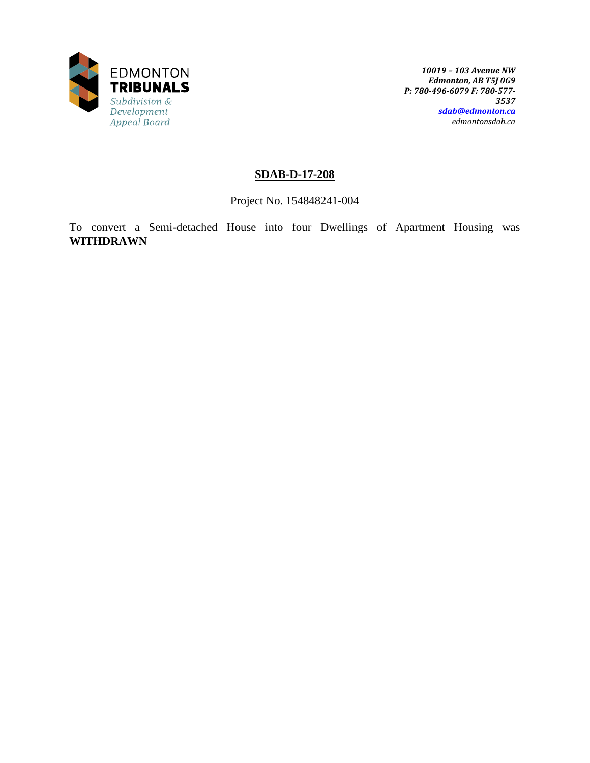EDMONTON
**TRIBUNALS**
*Subdivision & Development Appeal Board*

*10019 – 103 Avenue NW*
*Edmonton, AB T5J 0G9*
*P: 780-496-6079 F: 780-577-3537*
*sdab@edmonton.ca*
*edmontonsdab.ca*

## SDAB-D-17-208

Project No. 154848241-004

To convert a Semi-detached House into four Dwellings of Apartment Housing was **WITHDRAWN**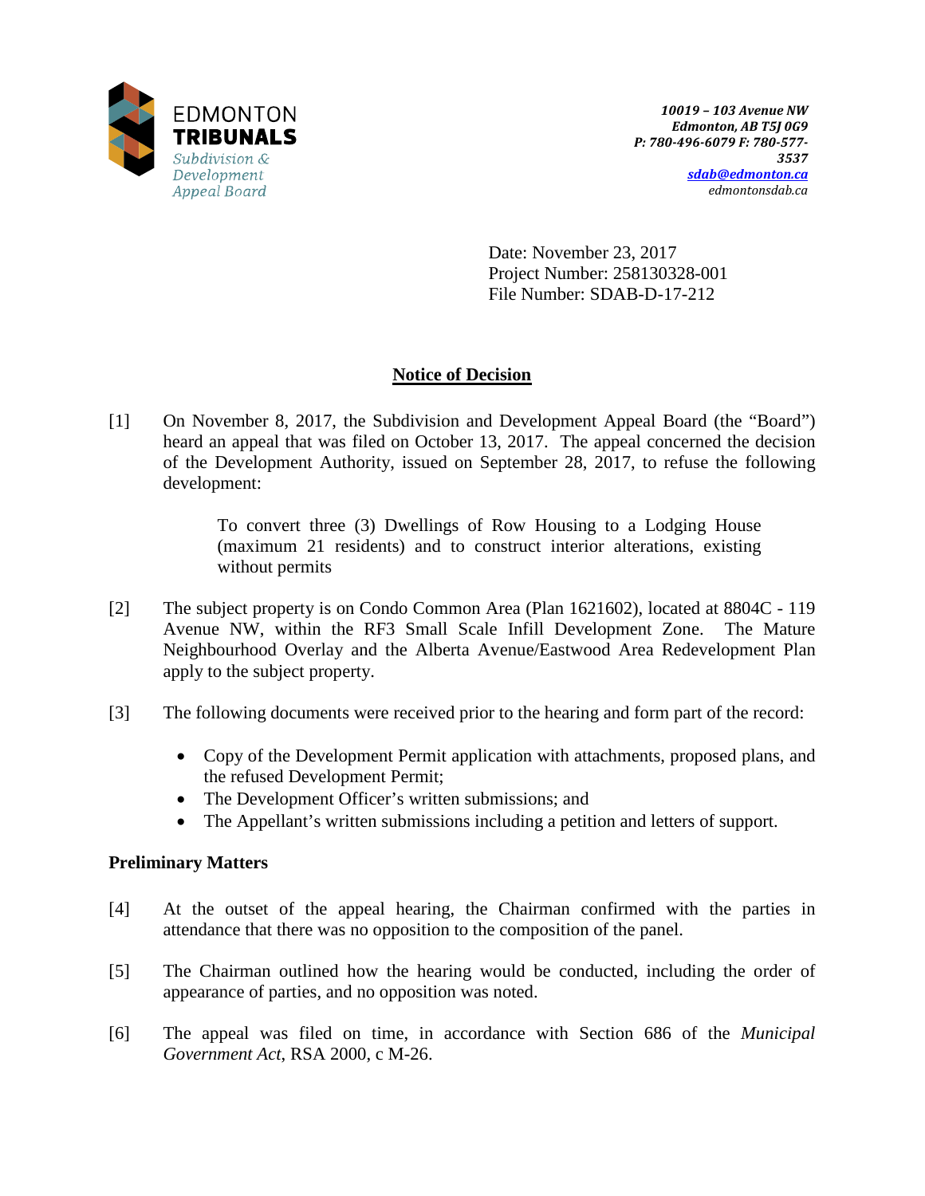EDMONTON
**TRIBUNALS**
*Subdivision & Development Appeal Board*

***10019 – 103 Avenue NW***
***Edmonton, AB T5J 0G9***
***P: 780-496-6079 F: 780-577-3537***
***sdab@edmonton.ca***
*edmontonsdab.ca*

Date: November 23, 2017
Project Number: 258130328-001
File Number: SDAB-D-17-212

## Notice of Decision

[1] On November 8, 2017, the Subdivision and Development Appeal Board (the "Board") heard an appeal that was filed on October 13, 2017. The appeal concerned the decision of the Development Authority, issued on September 28, 2017, to refuse the following development:

> To convert three (3) Dwellings of Row Housing to a Lodging House (maximum 21 residents) and to construct interior alterations, existing without permits

[2] The subject property is on Condo Common Area (Plan 1621602), located at 8804C - 119 Avenue NW, within the RF3 Small Scale Infill Development Zone. The Mature Neighbourhood Overlay and the Alberta Avenue/Eastwood Area Redevelopment Plan apply to the subject property.

[3] The following documents were received prior to the hearing and form part of the record:

- Copy of the Development Permit application with attachments, proposed plans, and the refused Development Permit;
- The Development Officer's written submissions; and
- The Appellant's written submissions including a petition and letters of support.

**Preliminary Matters**

[4] At the outset of the appeal hearing, the Chairman confirmed with the parties in attendance that there was no opposition to the composition of the panel.

[5] The Chairman outlined how the hearing would be conducted, including the order of appearance of parties, and no opposition was noted.

[6] The appeal was filed on time, in accordance with Section 686 of the *Municipal Government Act*, RSA 2000, c M-26.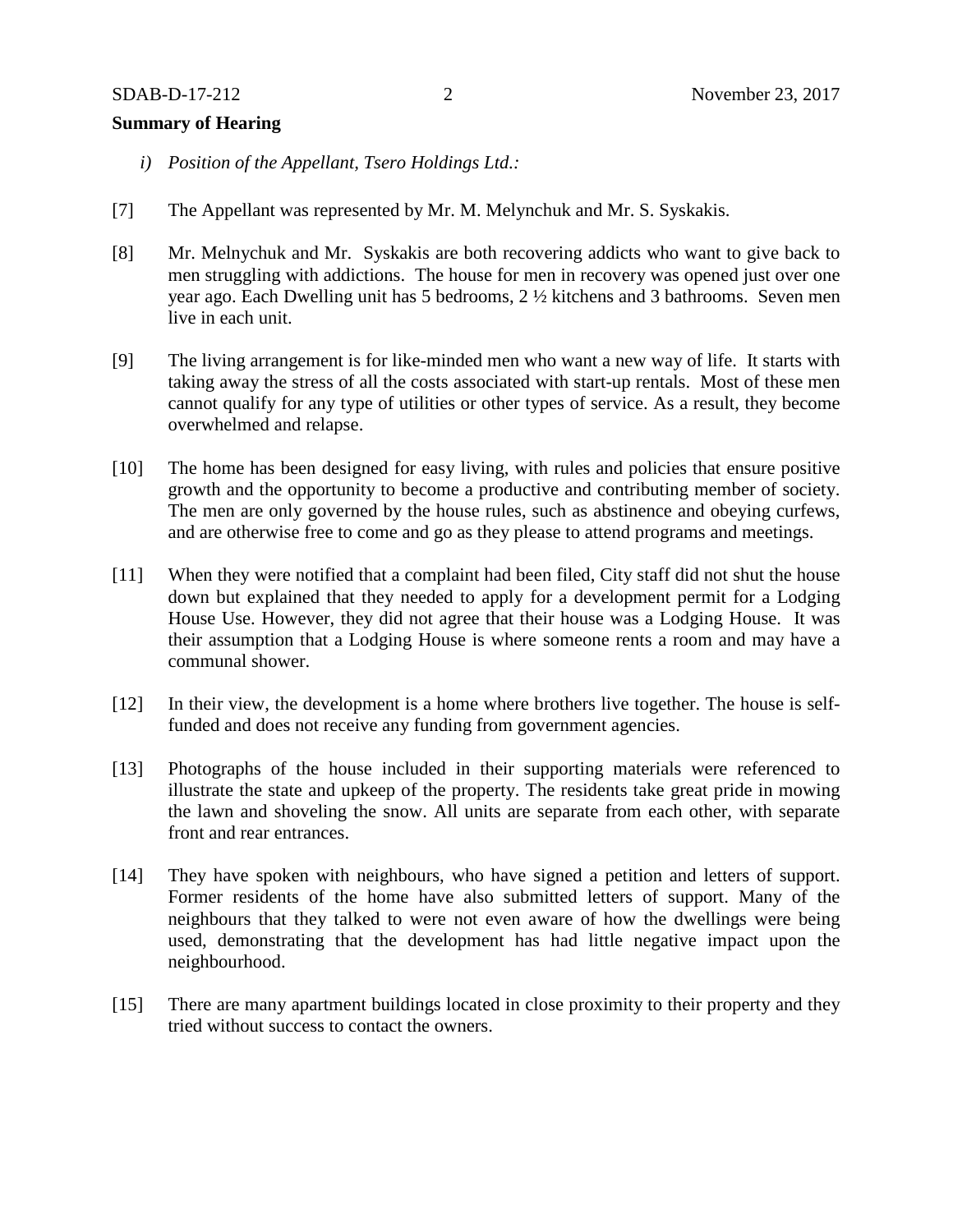**Summary of Hearing**

*i) Position of the Appellant, Tsero Holdings Ltd.:*

[7] The Appellant was represented by Mr. M. Melynchuk and Mr. S. Syskakis.

[8] Mr. Melynchuk and Mr. Syskakis are both recovering addicts who want to give back to men struggling with addictions. The house for men in recovery was opened just over one year ago. Each Dwelling unit has 5 bedrooms, 2 ½ kitchens and 3 bathrooms. Seven men live in each unit.

[9] The living arrangement is for like-minded men who want a new way of life. It starts with taking away the stress of all the costs associated with start-up rentals. Most of these men cannot qualify for any type of utilities or other types of service. As a result, they become overwhelmed and relapse.

[10] The home has been designed for easy living, with rules and policies that ensure positive growth and the opportunity to become a productive and contributing member of society. The men are only governed by the house rules, such as abstinence and obeying curfews, and are otherwise free to come and go as they please to attend programs and meetings.

[11] When they were notified that a complaint had been filed, City staff did not shut the house down but explained that they needed to apply for a development permit for a Lodging House Use. However, they did not agree that their house was a Lodging House. It was their assumption that a Lodging House is where someone rents a room and may have a communal shower.

[12] In their view, the development is a home where brothers live together. The house is self-funded and does not receive any funding from government agencies.

[13] Photographs of the house included in their supporting materials were referenced to illustrate the state and upkeep of the property. The residents take great pride in mowing the lawn and shoveling the snow. All units are separate from each other, with separate front and rear entrances.

[14] They have spoken with neighbours, who have signed a petition and letters of support. Former residents of the home have also submitted letters of support. Many of the neighbours that they talked to were not even aware of how the dwellings were being used, demonstrating that the development has had little negative impact upon the neighbourhood.

[15] There are many apartment buildings located in close proximity to their property and they tried without success to contact the owners.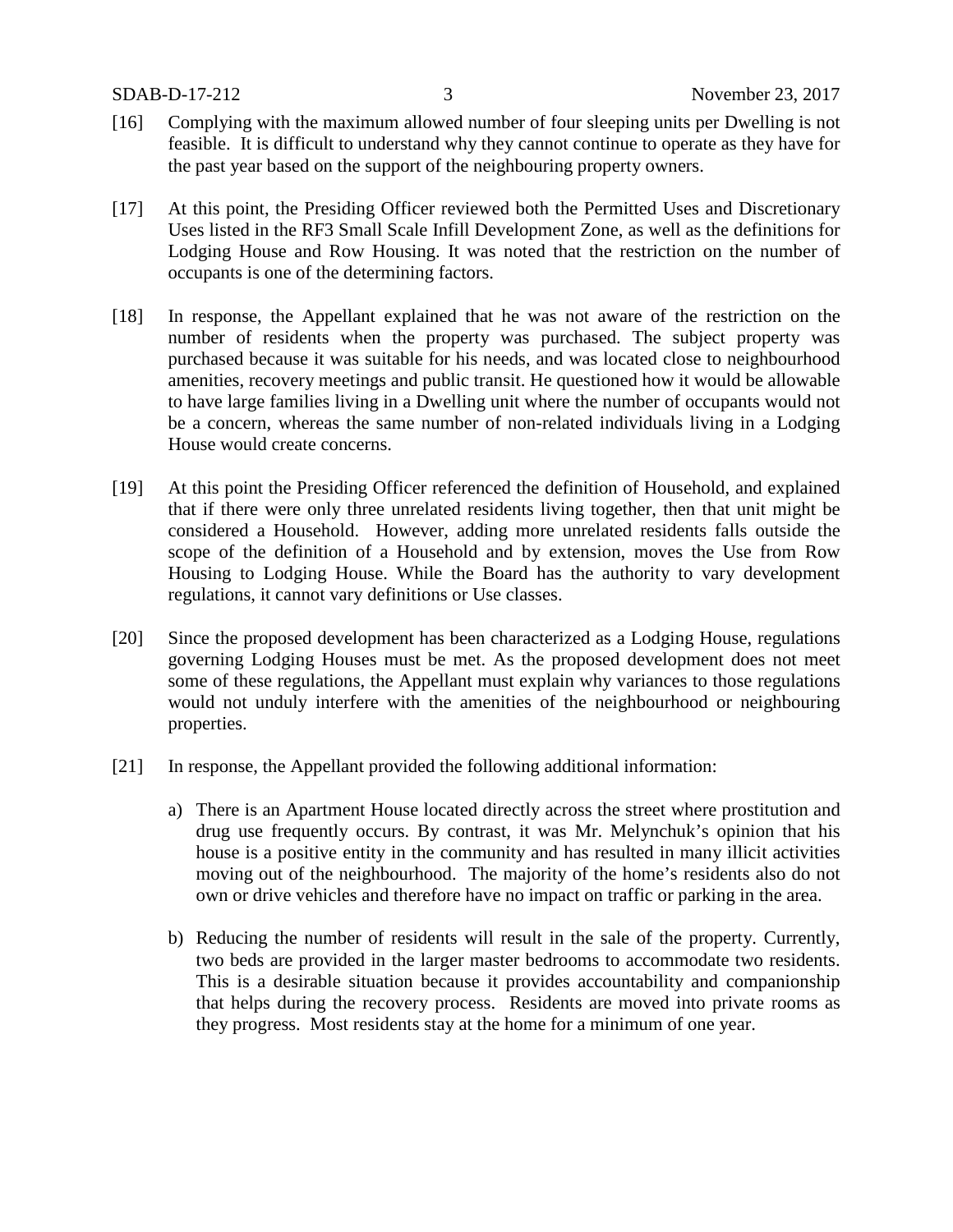[16] Complying with the maximum allowed number of four sleeping units per Dwelling is not feasible. It is difficult to understand why they cannot continue to operate as they have for the past year based on the support of the neighbouring property owners.

[17] At this point, the Presiding Officer reviewed both the Permitted Uses and Discretionary Uses listed in the RF3 Small Scale Infill Development Zone, as well as the definitions for Lodging House and Row Housing. It was noted that the restriction on the number of occupants is one of the determining factors.

[18] In response, the Appellant explained that he was not aware of the restriction on the number of residents when the property was purchased. The subject property was purchased because it was suitable for his needs, and was located close to neighbourhood amenities, recovery meetings and public transit. He questioned how it would be allowable to have large families living in a Dwelling unit where the number of occupants would not be a concern, whereas the same number of non-related individuals living in a Lodging House would create concerns.

[19] At this point the Presiding Officer referenced the definition of Household, and explained that if there were only three unrelated residents living together, then that unit might be considered a Household. However, adding more unrelated residents falls outside the scope of the definition of a Household and by extension, moves the Use from Row Housing to Lodging House. While the Board has the authority to vary development regulations, it cannot vary definitions or Use classes.

[20] Since the proposed development has been characterized as a Lodging House, regulations governing Lodging Houses must be met. As the proposed development does not meet some of these regulations, the Appellant must explain why variances to those regulations would not unduly interfere with the amenities of the neighbourhood or neighbouring properties.

[21] In response, the Appellant provided the following additional information:

a) There is an Apartment House located directly across the street where prostitution and drug use frequently occurs. By contrast, it was Mr. Melynchuk's opinion that his house is a positive entity in the community and has resulted in many illicit activities moving out of the neighbourhood. The majority of the home's residents also do not own or drive vehicles and therefore have no impact on traffic or parking in the area.

b) Reducing the number of residents will result in the sale of the property. Currently, two beds are provided in the larger master bedrooms to accommodate two residents. This is a desirable situation because it provides accountability and companionship that helps during the recovery process. Residents are moved into private rooms as they progress. Most residents stay at the home for a minimum of one year.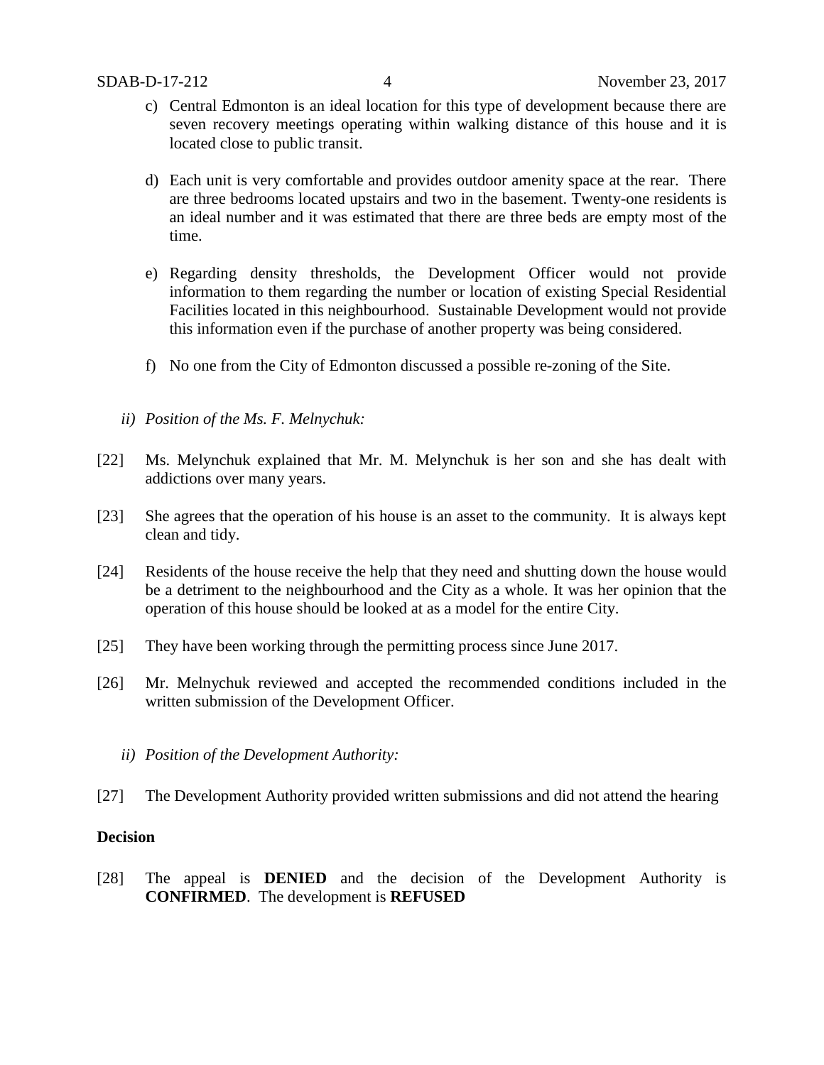c) Central Edmonton is an ideal location for this type of development because there are seven recovery meetings operating within walking distance of this house and it is located close to public transit.

d) Each unit is very comfortable and provides outdoor amenity space at the rear. There are three bedrooms located upstairs and two in the basement. Twenty-one residents is an ideal number and it was estimated that there are three beds are empty most of the time.

e) Regarding density thresholds, the Development Officer would not provide information to them regarding the number or location of existing Special Residential Facilities located in this neighbourhood. Sustainable Development would not provide this information even if the purchase of another property was being considered.

f) No one from the City of Edmonton discussed a possible re-zoning of the Site.

*ii) Position of the Ms. F. Melnychuk:*

[22] Ms. Melynchuk explained that Mr. M. Melynchuk is her son and she has dealt with addictions over many years.

[23] She agrees that the operation of his house is an asset to the community. It is always kept clean and tidy.

[24] Residents of the house receive the help that they need and shutting down the house would be a detriment to the neighbourhood and the City as a whole. It was her opinion that the operation of this house should be looked at as a model for the entire City.

[25] They have been working through the permitting process since June 2017.

[26] Mr. Melnychuk reviewed and accepted the recommended conditions included in the written submission of the Development Officer.

*ii) Position of the Development Authority:*

[27] The Development Authority provided written submissions and did not attend the hearing

**Decision**

[28] The appeal is **DENIED** and the decision of the Development Authority is **CONFIRMED**. The development is **REFUSED**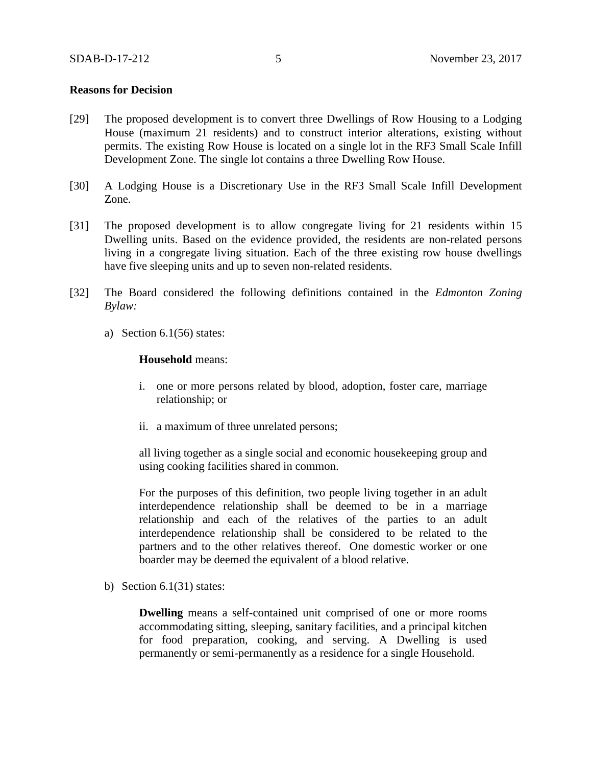**Reasons for Decision**

[29] The proposed development is to convert three Dwellings of Row Housing to a Lodging House (maximum 21 residents) and to construct interior alterations, existing without permits. The existing Row House is located on a single lot in the RF3 Small Scale Infill Development Zone. The single lot contains a three Dwelling Row House.

[30] A Lodging House is a Discretionary Use in the RF3 Small Scale Infill Development Zone.

[31] The proposed development is to allow congregate living for 21 residents within 15 Dwelling units. Based on the evidence provided, the residents are non-related persons living in a congregate living situation. Each of the three existing row house dwellings have five sleeping units and up to seven non-related residents.

[32] The Board considered the following definitions contained in the *Edmonton Zoning Bylaw:*

a) Section 6.1(56) states:

> **Household** means:
>
> i. one or more persons related by blood, adoption, foster care, marriage relationship; or
>
> ii. a maximum of three unrelated persons;
>
> all living together as a single social and economic housekeeping group and using cooking facilities shared in common.
>
> For the purposes of this definition, two people living together in an adult interdependence relationship shall be deemed to be in a marriage relationship and each of the relatives of the parties to an adult interdependence relationship shall be considered to be related to the partners and to the other relatives thereof. One domestic worker or one boarder may be deemed the equivalent of a blood relative.

b) Section 6.1(31) states:

> **Dwelling** means a self-contained unit comprised of one or more rooms accommodating sitting, sleeping, sanitary facilities, and a principal kitchen for food preparation, cooking, and serving. A Dwelling is used permanently or semi-permanently as a residence for a single Household.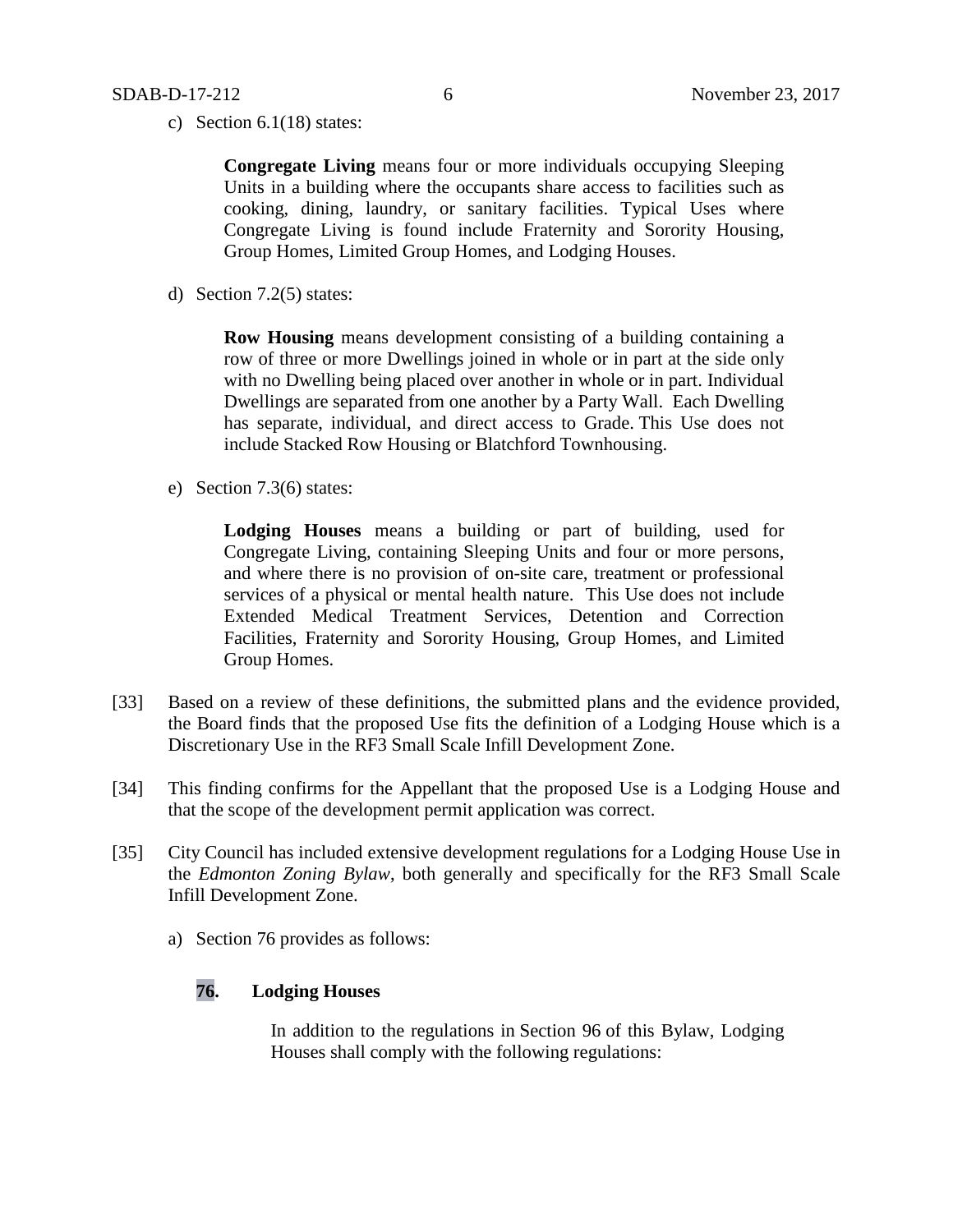c) Section 6.1(18) states:

> **Congregate Living** means four or more individuals occupying Sleeping Units in a building where the occupants share access to facilities such as cooking, dining, laundry, or sanitary facilities. Typical Uses where Congregate Living is found include Fraternity and Sorority Housing, Group Homes, Limited Group Homes, and Lodging Houses.

d) Section 7.2(5) states:

> **Row Housing** means development consisting of a building containing a row of three or more Dwellings joined in whole or in part at the side only with no Dwelling being placed over another in whole or in part. Individual Dwellings are separated from one another by a Party Wall. Each Dwelling has separate, individual, and direct access to Grade. This Use does not include Stacked Row Housing or Blatchford Townhousing.

e) Section 7.3(6) states:

> **Lodging Houses** means a building or part of building, used for Congregate Living, containing Sleeping Units and four or more persons, and where there is no provision of on-site care, treatment or professional services of a physical or mental health nature. This Use does not include Extended Medical Treatment Services, Detention and Correction Facilities, Fraternity and Sorority Housing, Group Homes, and Limited Group Homes.

[33] Based on a review of these definitions, the submitted plans and the evidence provided, the Board finds that the proposed Use fits the definition of a Lodging House which is a Discretionary Use in the RF3 Small Scale Infill Development Zone.

[34] This finding confirms for the Appellant that the proposed Use is a Lodging House and that the scope of the development permit application was correct.

[35] City Council has included extensive development regulations for a Lodging House Use in the *Edmonton Zoning Bylaw*, both generally and specifically for the RF3 Small Scale Infill Development Zone.

a) Section 76 provides as follows:

**76. Lodging Houses**

> In addition to the regulations in Section 96 of this Bylaw, Lodging Houses shall comply with the following regulations: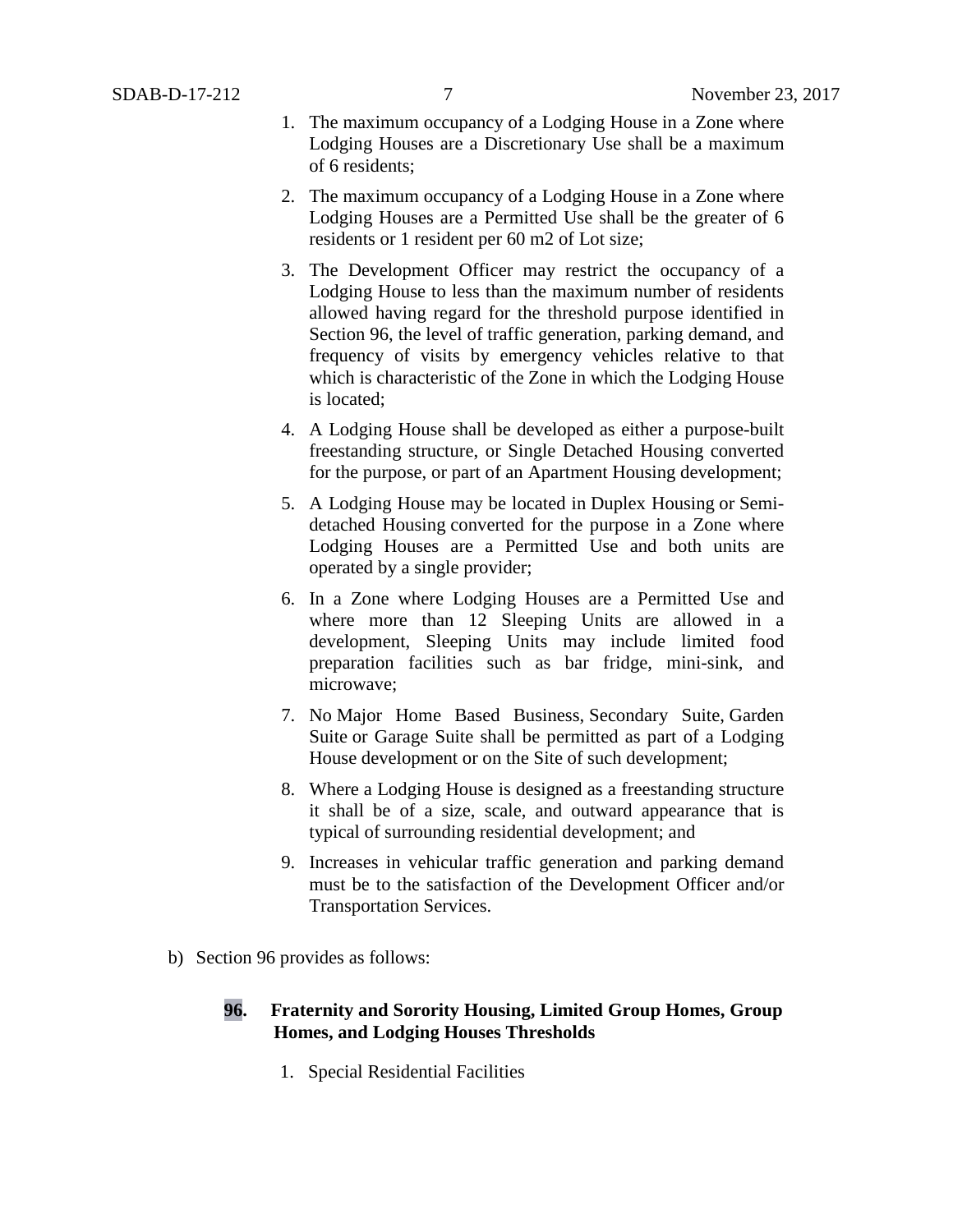1. The maximum occupancy of a Lodging House in a Zone where Lodging Houses are a Discretionary Use shall be a maximum of 6 residents;

2. The maximum occupancy of a Lodging House in a Zone where Lodging Houses are a Permitted Use shall be the greater of 6 residents or 1 resident per 60 m2 of Lot size;

3. The Development Officer may restrict the occupancy of a Lodging House to less than the maximum number of residents allowed having regard for the threshold purpose identified in Section 96, the level of traffic generation, parking demand, and frequency of visits by emergency vehicles relative to that which is characteristic of the Zone in which the Lodging House is located;

4. A Lodging House shall be developed as either a purpose-built freestanding structure, or Single Detached Housing converted for the purpose, or part of an Apartment Housing development;

5. A Lodging House may be located in Duplex Housing or Semi-detached Housing converted for the purpose in a Zone where Lodging Houses are a Permitted Use and both units are operated by a single provider;

6. In a Zone where Lodging Houses are a Permitted Use and where more than 12 Sleeping Units are allowed in a development, Sleeping Units may include limited food preparation facilities such as bar fridge, mini-sink, and microwave;

7. No Major Home Based Business, Secondary Suite, Garden Suite or Garage Suite shall be permitted as part of a Lodging House development or on the Site of such development;

8. Where a Lodging House is designed as a freestanding structure it shall be of a size, scale, and outward appearance that is typical of surrounding residential development; and

9. Increases in vehicular traffic generation and parking demand must be to the satisfaction of the Development Officer and/or Transportation Services.

b) Section 96 provides as follows:

**96. Fraternity and Sorority Housing, Limited Group Homes, Group Homes, and Lodging Houses Thresholds**

1. Special Residential Facilities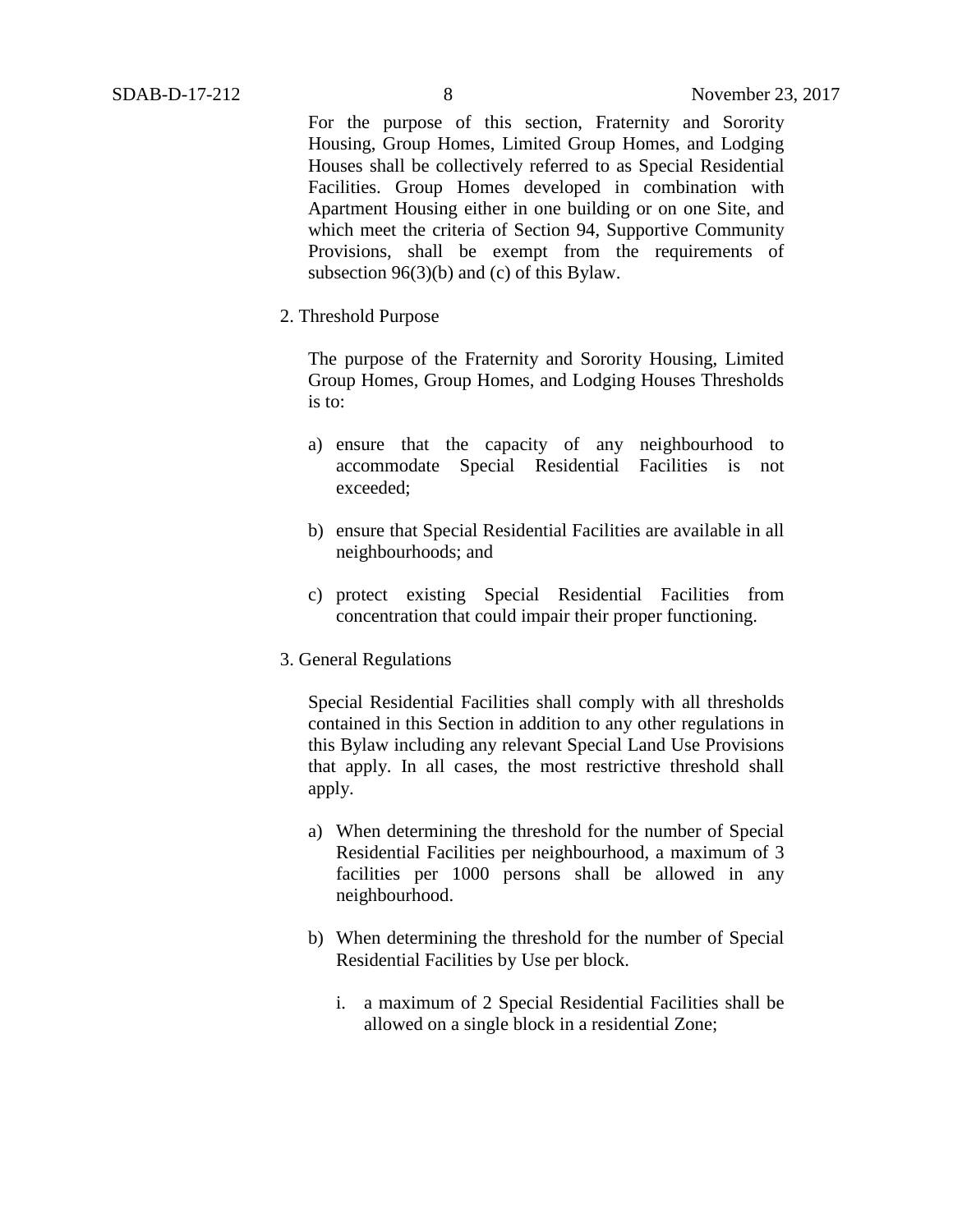For the purpose of this section, Fraternity and Sorority Housing, Group Homes, Limited Group Homes, and Lodging Houses shall be collectively referred to as Special Residential Facilities. Group Homes developed in combination with Apartment Housing either in one building or on one Site, and which meet the criteria of Section 94, Supportive Community Provisions, shall be exempt from the requirements of subsection 96(3)(b) and (c) of this Bylaw.

2. Threshold Purpose

   The purpose of the Fraternity and Sorority Housing, Limited Group Homes, Group Homes, and Lodging Houses Thresholds is to:

   a) ensure that the capacity of any neighbourhood to accommodate Special Residential Facilities is not exceeded;

   b) ensure that Special Residential Facilities are available in all neighbourhoods; and

   c) protect existing Special Residential Facilities from concentration that could impair their proper functioning.

3. General Regulations

   Special Residential Facilities shall comply with all thresholds contained in this Section in addition to any other regulations in this Bylaw including any relevant Special Land Use Provisions that apply. In all cases, the most restrictive threshold shall apply.

   a) When determining the threshold for the number of Special Residential Facilities per neighbourhood, a maximum of 3 facilities per 1000 persons shall be allowed in any neighbourhood.

   b) When determining the threshold for the number of Special Residential Facilities by Use per block.

      i. a maximum of 2 Special Residential Facilities shall be allowed on a single block in a residential Zone;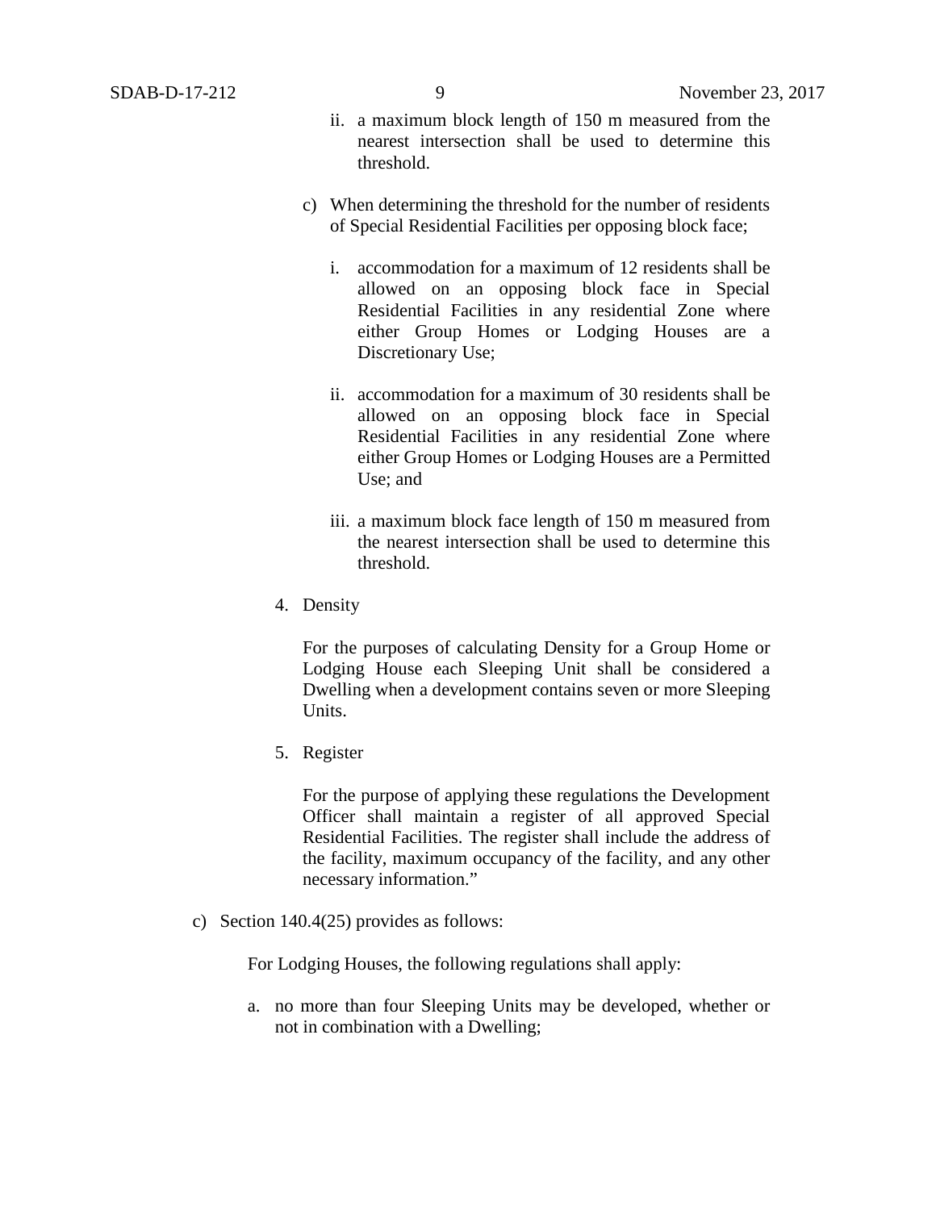ii. a maximum block length of 150 m measured from the nearest intersection shall be used to determine this threshold.

c) When determining the threshold for the number of residents of Special Residential Facilities per opposing block face;

   i. accommodation for a maximum of 12 residents shall be allowed on an opposing block face in Special Residential Facilities in any residential Zone where either Group Homes or Lodging Houses are a Discretionary Use;

   ii. accommodation for a maximum of 30 residents shall be allowed on an opposing block face in Special Residential Facilities in any residential Zone where either Group Homes or Lodging Houses are a Permitted Use; and

   iii. a maximum block face length of 150 m measured from the nearest intersection shall be used to determine this threshold.

4. Density

   For the purposes of calculating Density for a Group Home or Lodging House each Sleeping Unit shall be considered a Dwelling when a development contains seven or more Sleeping Units.

5. Register

   For the purpose of applying these regulations the Development Officer shall maintain a register of all approved Special Residential Facilities. The register shall include the address of the facility, maximum occupancy of the facility, and any other necessary information."

c) Section 140.4(25) provides as follows:

   For Lodging Houses, the following regulations shall apply:

   a. no more than four Sleeping Units may be developed, whether or not in combination with a Dwelling;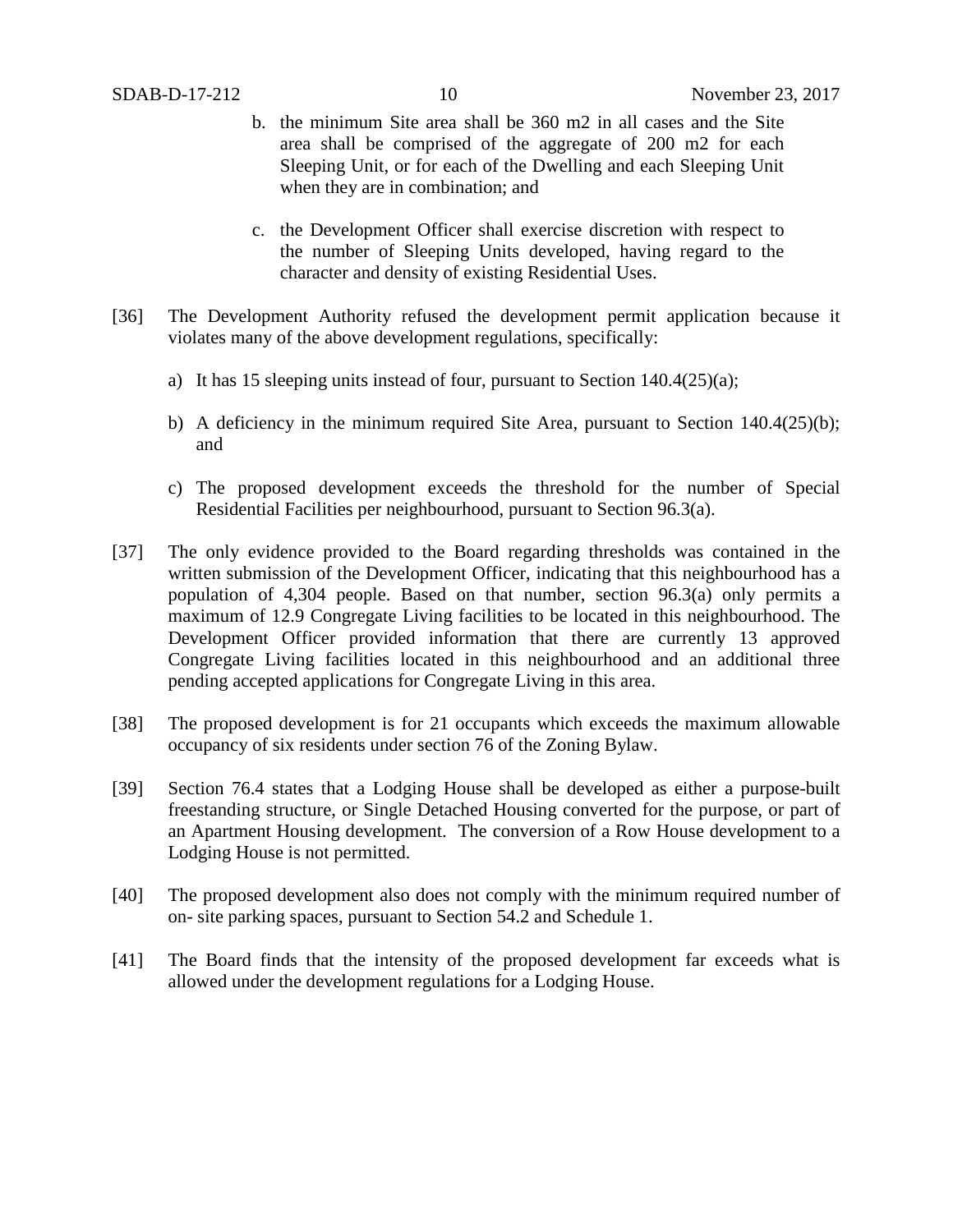b. the minimum Site area shall be 360 m2 in all cases and the Site area shall be comprised of the aggregate of 200 m2 for each Sleeping Unit, or for each of the Dwelling and each Sleeping Unit when they are in combination; and

c. the Development Officer shall exercise discretion with respect to the number of Sleeping Units developed, having regard to the character and density of existing Residential Uses.

[36] The Development Authority refused the development permit application because it violates many of the above development regulations, specifically:

a) It has 15 sleeping units instead of four, pursuant to Section 140.4(25)(a);

b) A deficiency in the minimum required Site Area, pursuant to Section 140.4(25)(b); and

c) The proposed development exceeds the threshold for the number of Special Residential Facilities per neighbourhood, pursuant to Section 96.3(a).

[37] The only evidence provided to the Board regarding thresholds was contained in the written submission of the Development Officer, indicating that this neighbourhood has a population of 4,304 people. Based on that number, section 96.3(a) only permits a maximum of 12.9 Congregate Living facilities to be located in this neighbourhood. The Development Officer provided information that there are currently 13 approved Congregate Living facilities located in this neighbourhood and an additional three pending accepted applications for Congregate Living in this area.

[38] The proposed development is for 21 occupants which exceeds the maximum allowable occupancy of six residents under section 76 of the Zoning Bylaw.

[39] Section 76.4 states that a Lodging House shall be developed as either a purpose-built freestanding structure, or Single Detached Housing converted for the purpose, or part of an Apartment Housing development. The conversion of a Row House development to a Lodging House is not permitted.

[40] The proposed development also does not comply with the minimum required number of on- site parking spaces, pursuant to Section 54.2 and Schedule 1.

[41] The Board finds that the intensity of the proposed development far exceeds what is allowed under the development regulations for a Lodging House.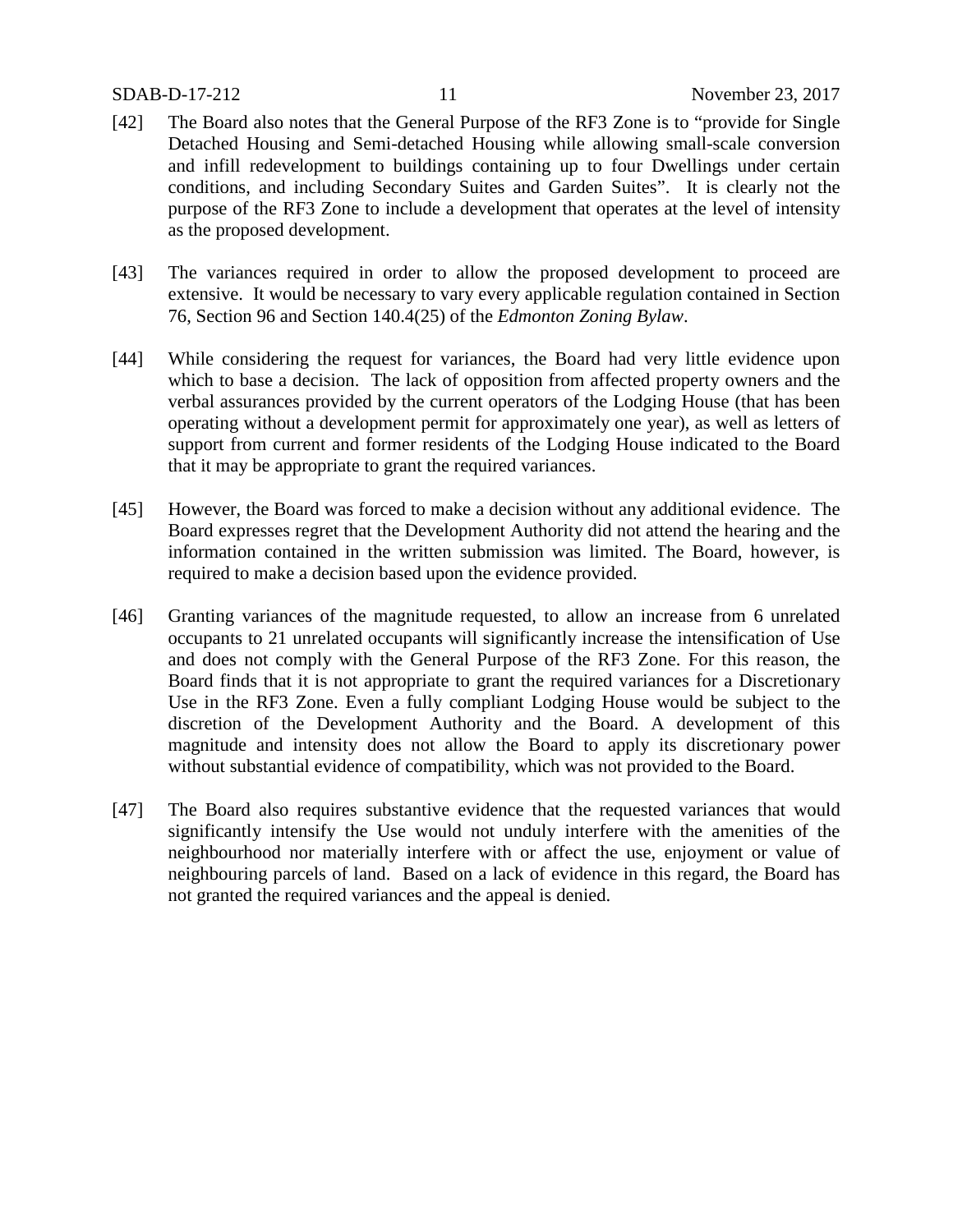[42] The Board also notes that the General Purpose of the RF3 Zone is to "provide for Single Detached Housing and Semi-detached Housing while allowing small-scale conversion and infill redevelopment to buildings containing up to four Dwellings under certain conditions, and including Secondary Suites and Garden Suites". It is clearly not the purpose of the RF3 Zone to include a development that operates at the level of intensity as the proposed development.

[43] The variances required in order to allow the proposed development to proceed are extensive. It would be necessary to vary every applicable regulation contained in Section 76, Section 96 and Section 140.4(25) of the *Edmonton Zoning Bylaw*.

[44] While considering the request for variances, the Board had very little evidence upon which to base a decision. The lack of opposition from affected property owners and the verbal assurances provided by the current operators of the Lodging House (that has been operating without a development permit for approximately one year), as well as letters of support from current and former residents of the Lodging House indicated to the Board that it may be appropriate to grant the required variances.

[45] However, the Board was forced to make a decision without any additional evidence. The Board expresses regret that the Development Authority did not attend the hearing and the information contained in the written submission was limited. The Board, however, is required to make a decision based upon the evidence provided.

[46] Granting variances of the magnitude requested, to allow an increase from 6 unrelated occupants to 21 unrelated occupants will significantly increase the intensification of Use and does not comply with the General Purpose of the RF3 Zone. For this reason, the Board finds that it is not appropriate to grant the required variances for a Discretionary Use in the RF3 Zone. Even a fully compliant Lodging House would be subject to the discretion of the Development Authority and the Board. A development of this magnitude and intensity does not allow the Board to apply its discretionary power without substantial evidence of compatibility, which was not provided to the Board.

[47] The Board also requires substantive evidence that the requested variances that would significantly intensify the Use would not unduly interfere with the amenities of the neighbourhood nor materially interfere with or affect the use, enjoyment or value of neighbouring parcels of land. Based on a lack of evidence in this regard, the Board has not granted the required variances and the appeal is denied.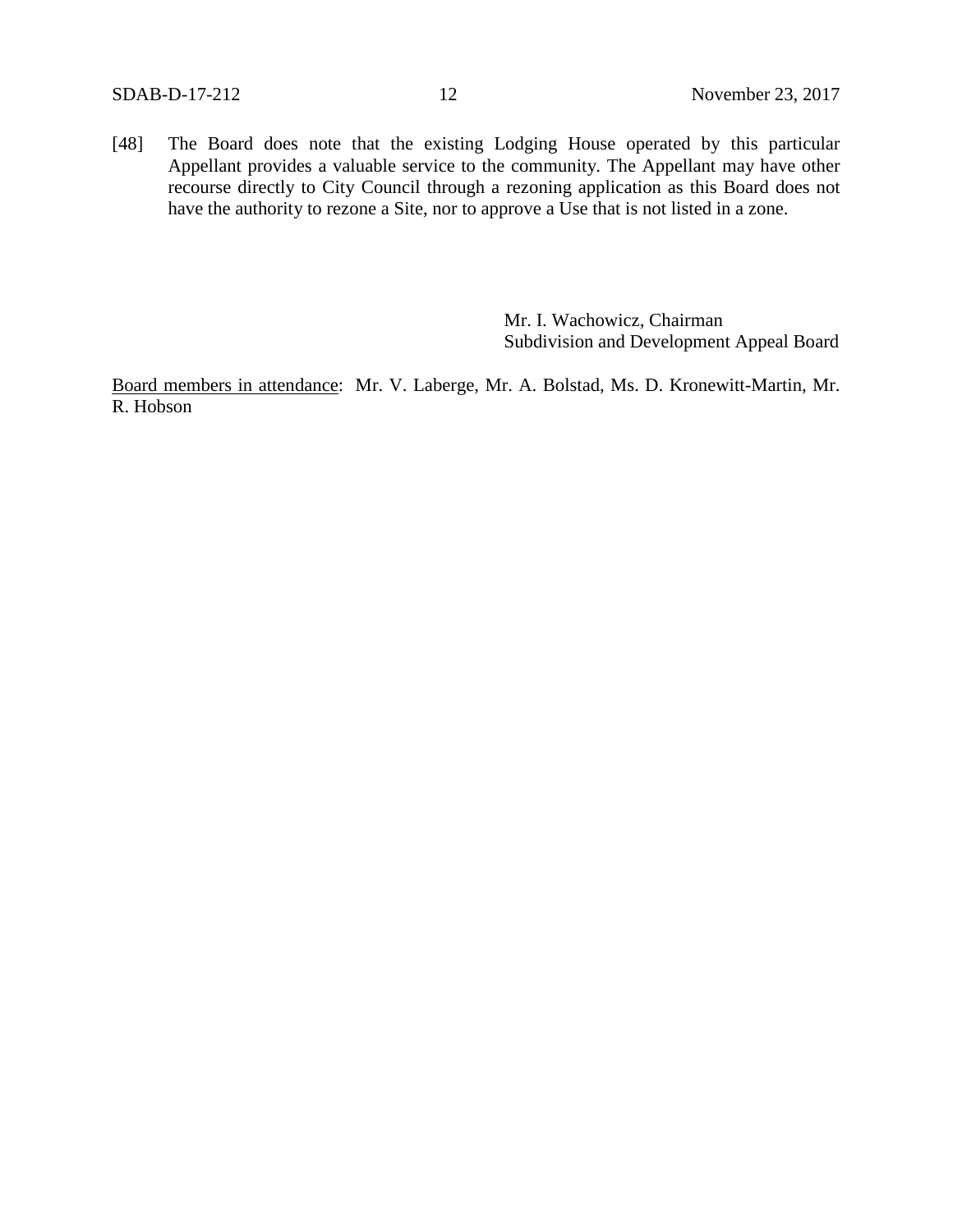[48] The Board does note that the existing Lodging House operated by this particular Appellant provides a valuable service to the community. The Appellant may have other recourse directly to City Council through a rezoning application as this Board does not have the authority to rezone a Site, nor to approve a Use that is not listed in a zone.

Mr. I. Wachowicz, Chairman
Subdivision and Development Appeal Board

Board members in attendance: Mr. V. Laberge, Mr. A. Bolstad, Ms. D. Kronewitt-Martin, Mr. R. Hobson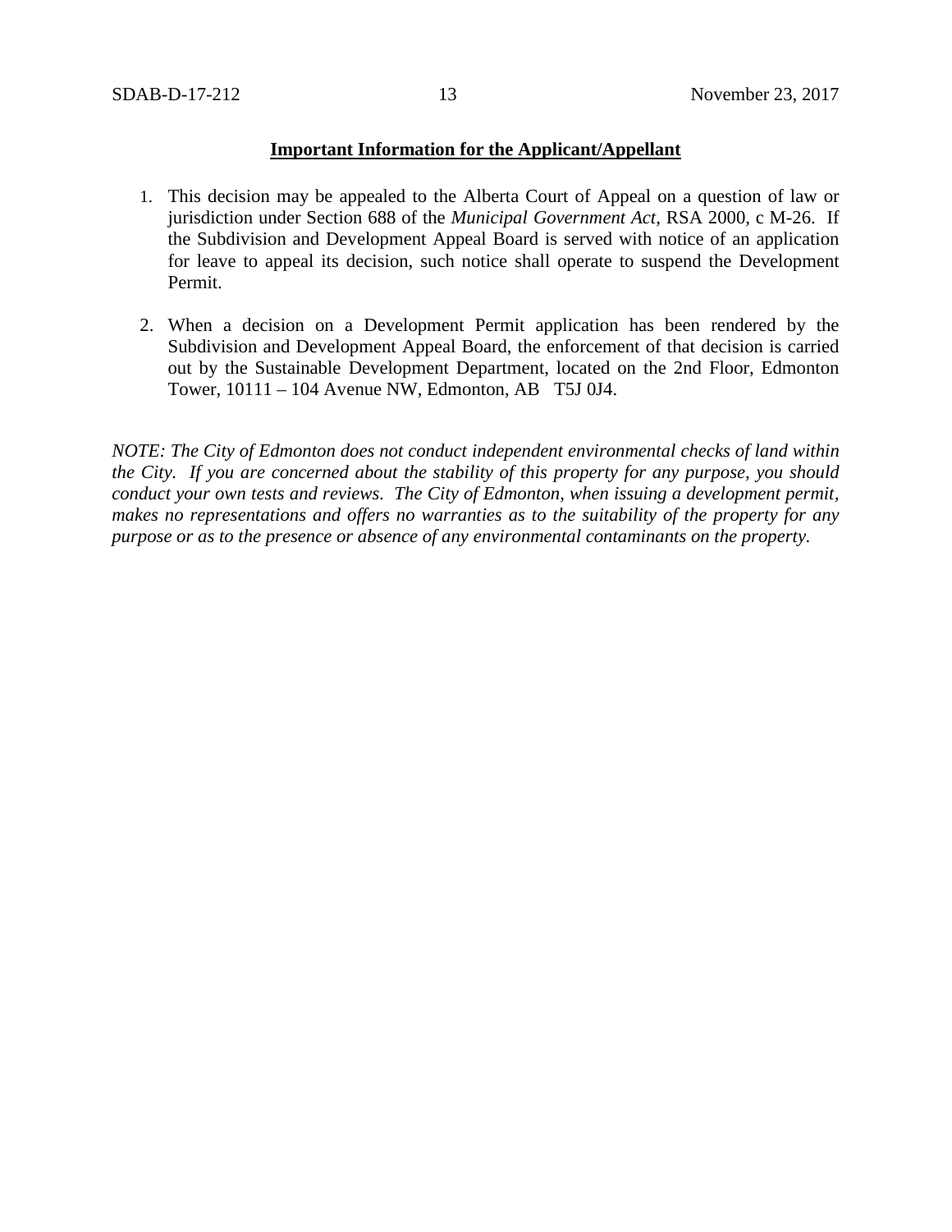**Important Information for the Applicant/Appellant**

1. This decision may be appealed to the Alberta Court of Appeal on a question of law or jurisdiction under Section 688 of the *Municipal Government Act*, RSA 2000, c M-26. If the Subdivision and Development Appeal Board is served with notice of an application for leave to appeal its decision, such notice shall operate to suspend the Development Permit.

2. When a decision on a Development Permit application has been rendered by the Subdivision and Development Appeal Board, the enforcement of that decision is carried out by the Sustainable Development Department, located on the 2nd Floor, Edmonton Tower, 10111 – 104 Avenue NW, Edmonton, AB T5J 0J4.

*NOTE: The City of Edmonton does not conduct independent environmental checks of land within the City. If you are concerned about the stability of this property for any purpose, you should conduct your own tests and reviews. The City of Edmonton, when issuing a development permit, makes no representations and offers no warranties as to the suitability of the property for any purpose or as to the presence or absence of any environmental contaminants on the property.*